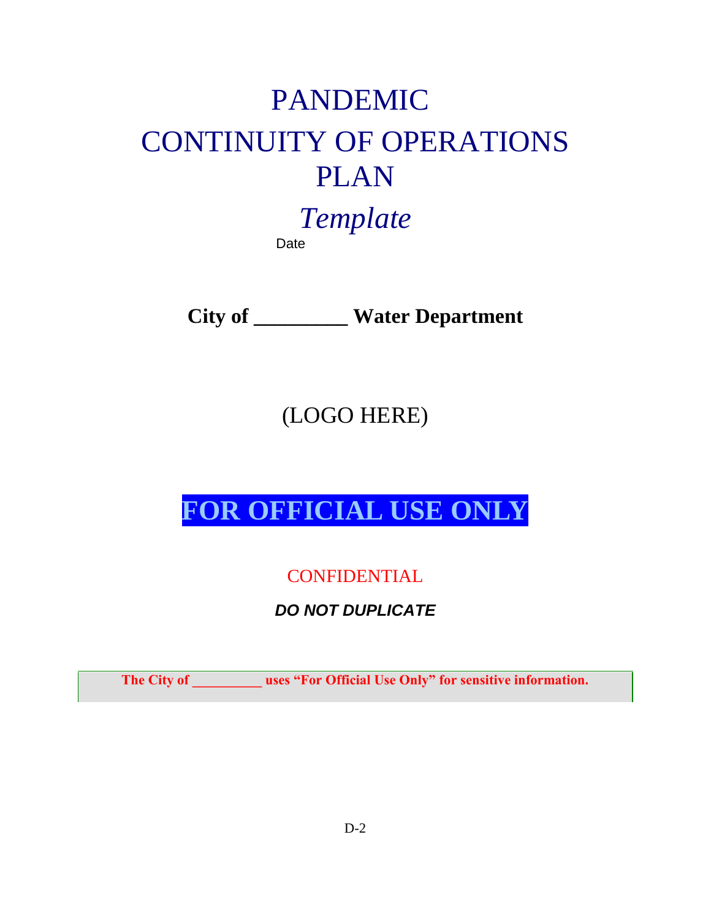# PANDEMIC
# CONTINUITY OF OPERATIONS PLAN

*Template*

Date

**City of _________ Water Department**

(LOGO HERE)

**FOR OFFICIAL USE ONLY**

CONFIDENTIAL

***DO NOT DUPLICATE***

**The City of _________ uses "For Official Use Only" for sensitive information.**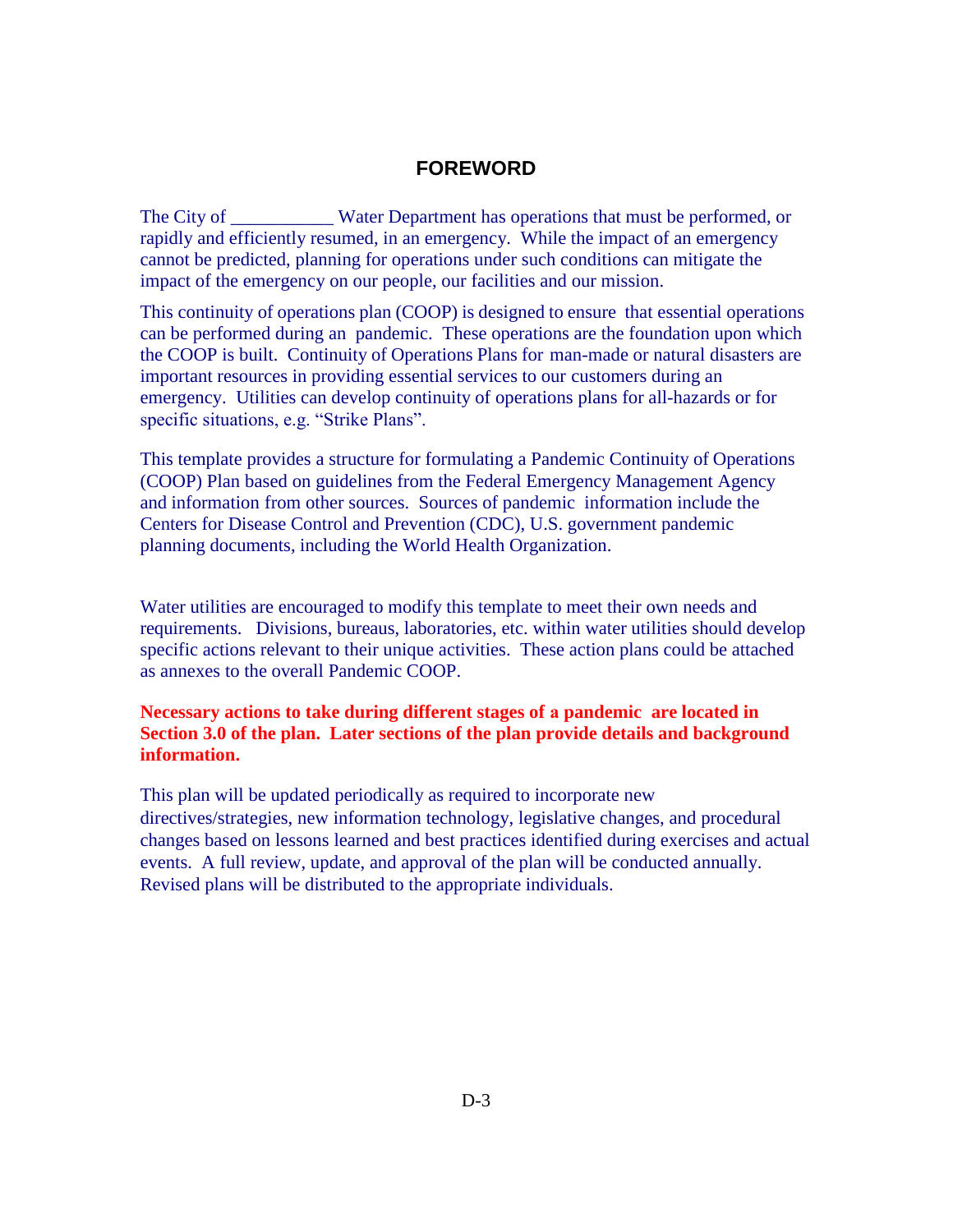# FOREWORD

The City of ___________ Water Department has operations that must be performed, or rapidly and efficiently resumed, in an emergency. While the impact of an emergency cannot be predicted, planning for operations under such conditions can mitigate the impact of the emergency on our people, our facilities and our mission.

This continuity of operations plan (COOP) is designed to ensure that essential operations can be performed during an pandemic. These operations are the foundation upon which the COOP is built. Continuity of Operations Plans for man-made or natural disasters are important resources in providing essential services to our customers during an emergency. Utilities can develop continuity of operations plans for all-hazards or for specific situations, e.g. "Strike Plans".

This template provides a structure for formulating a Pandemic Continuity of Operations (COOP) Plan based on guidelines from the Federal Emergency Management Agency and information from other sources. Sources of pandemic information include the Centers for Disease Control and Prevention (CDC), U.S. government pandemic planning documents, including the World Health Organization.

Water utilities are encouraged to modify this template to meet their own needs and requirements. Divisions, bureaus, laboratories, etc. within water utilities should develop specific actions relevant to their unique activities. These action plans could be attached as annexes to the overall Pandemic COOP.

**Necessary actions to take during different stages of a pandemic are located in Section 3.0 of the plan. Later sections of the plan provide details and background information.**

This plan will be updated periodically as required to incorporate new directives/strategies, new information technology, legislative changes, and procedural changes based on lessons learned and best practices identified during exercises and actual events. A full review, update, and approval of the plan will be conducted annually. Revised plans will be distributed to the appropriate individuals.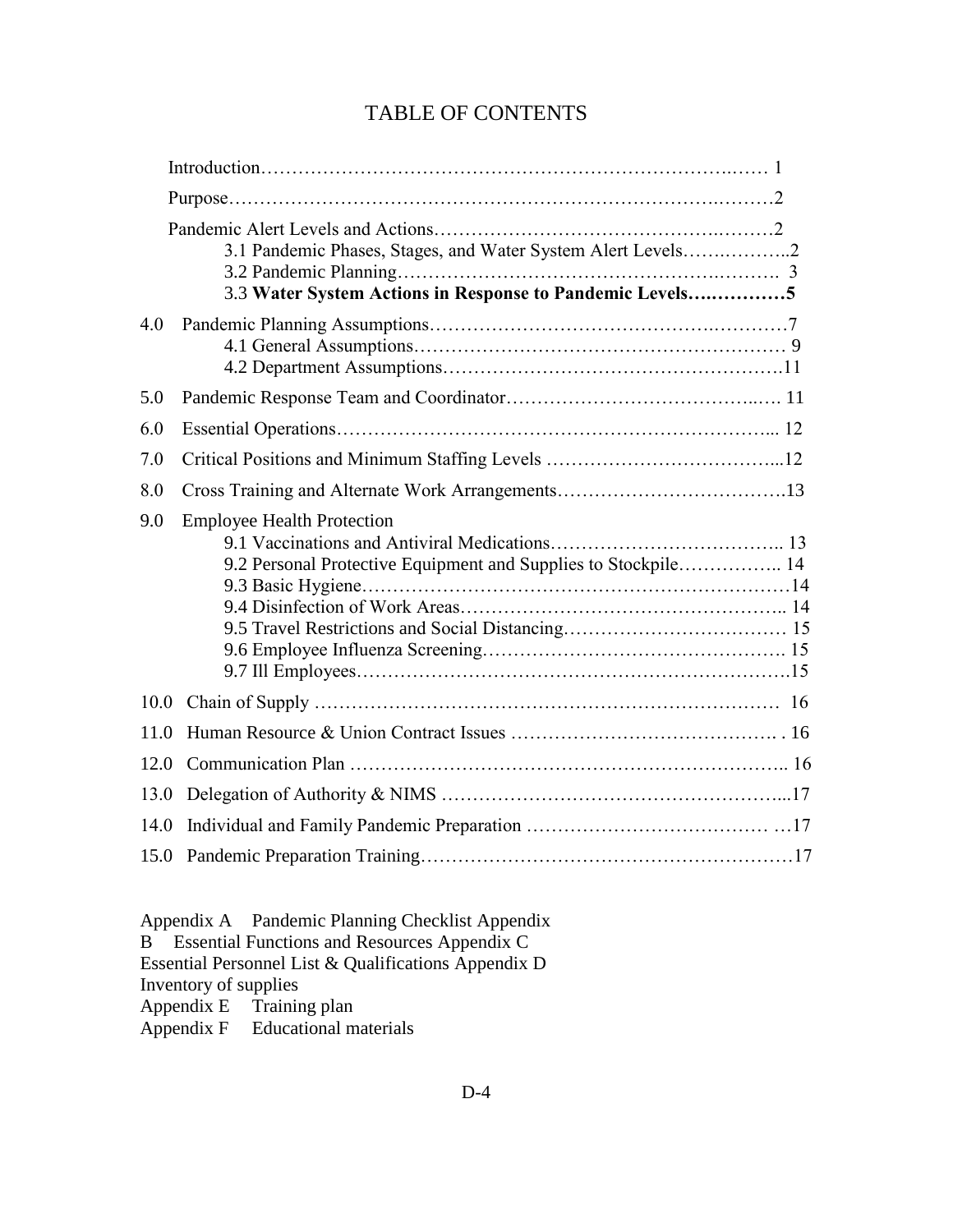# TABLE OF CONTENTS

Introduction……………………………………………………………………….…… 1

Purpose………………………….…………………………………………….………2

Pandemic Alert Levels and Actions…………………………………………….………2

- 3.1 Pandemic Phases, Stages, and Water System Alert Levels…….………..2
- 3.2 Pandemic Planning…………………………………………….………. 3
- 3.3 **Water System Actions in Response to Pandemic Levels….…………5**

4.0 Pandemic Planning Assumptions……………………………….………….…………7

- 4.1 General Assumptions………………………………………………… 9
- 4.2 Department Assumptions…………………………………………….11

5.0 Pandemic Response Team and Coordinator…………………………………..…. 11

6.0 Essential Operations……………………………………………………………... 12

7.0 Critical Positions and Minimum Staffing Levels ……………………………...12

8.0 Cross Training and Alternate Work Arrangements……………………………….13

9.0 Employee Health Protection

- 9.1 Vaccinations and Antiviral Medications……………………………….. 13
- 9.2 Personal Protective Equipment and Supplies to Stockpile…………….. 14
- 9.3 Basic Hygiene……………………………………………………………14
- 9.4 Disinfection of Work Areas…………………………………………….. 14
- 9.5 Travel Restrictions and Social Distancing……………………………… 15
- 9.6 Employee Influenza Screening…………………………………………. 15
- 9.7 Ill Employees…………………………………………………………….15

10.0 Chain of Supply ……………………………………………………………… 16

11.0 Human Resource & Union Contract Issues …………………………………. . 16

12.0 Communication Plan ………………………………………………………….. 16

13.0 Delegation of Authority & NIMS ……………………………………………...17

14.0 Individual and Family Pandemic Preparation ………………………………… …17

15.0 Pandemic Preparation Training…………………………………………………17

Appendix A Pandemic Planning Checklist Appendix
B Essential Functions and Resources Appendix C
Essential Personnel List & Qualifications Appendix D
Inventory of supplies
Appendix E Training plan
Appendix F Educational materials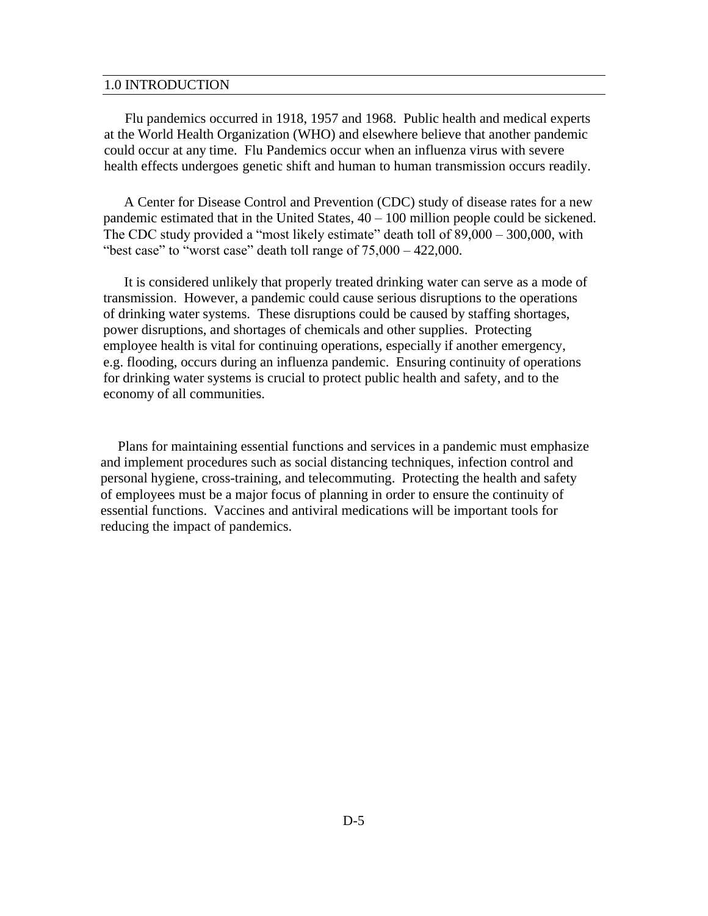# 1.0 INTRODUCTION

Flu pandemics occurred in 1918, 1957 and 1968. Public health and medical experts at the World Health Organization (WHO) and elsewhere believe that another pandemic could occur at any time. Flu Pandemics occur when an influenza virus with severe health effects undergoes genetic shift and human to human transmission occurs readily.

A Center for Disease Control and Prevention (CDC) study of disease rates for a new pandemic estimated that in the United States, 40 – 100 million people could be sickened. The CDC study provided a "most likely estimate" death toll of 89,000 – 300,000, with "best case" to "worst case" death toll range of 75,000 – 422,000.

It is considered unlikely that properly treated drinking water can serve as a mode of transmission. However, a pandemic could cause serious disruptions to the operations of drinking water systems. These disruptions could be caused by staffing shortages, power disruptions, and shortages of chemicals and other supplies. Protecting employee health is vital for continuing operations, especially if another emergency, e.g. flooding, occurs during an influenza pandemic. Ensuring continuity of operations for drinking water systems is crucial to protect public health and safety, and to the economy of all communities.

Plans for maintaining essential functions and services in a pandemic must emphasize and implement procedures such as social distancing techniques, infection control and personal hygiene, cross-training, and telecommuting. Protecting the health and safety of employees must be a major focus of planning in order to ensure the continuity of essential functions. Vaccines and antiviral medications will be important tools for reducing the impact of pandemics.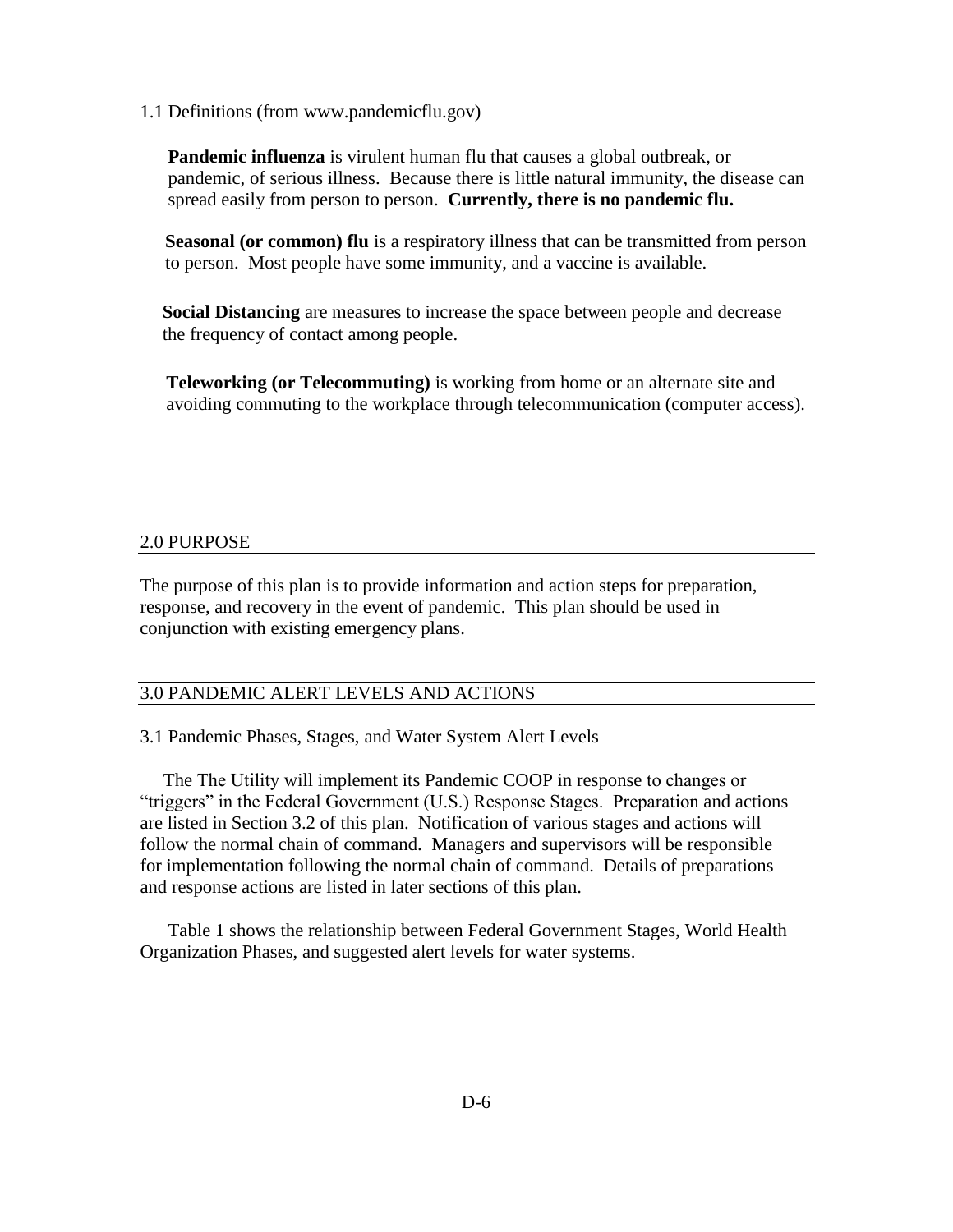1.1 Definitions (from www.pandemicflu.gov)

**Pandemic influenza** is virulent human flu that causes a global outbreak, or pandemic, of serious illness. Because there is little natural immunity, the disease can spread easily from person to person. **Currently, there is no pandemic flu.**

**Seasonal (or common) flu** is a respiratory illness that can be transmitted from person to person. Most people have some immunity, and a vaccine is available.

**Social Distancing** are measures to increase the space between people and decrease the frequency of contact among people.

**Teleworking (or Telecommuting)** is working from home or an alternate site and avoiding commuting to the workplace through telecommunication (computer access).

## 2.0 PURPOSE

The purpose of this plan is to provide information and action steps for preparation, response, and recovery in the event of pandemic. This plan should be used in conjunction with existing emergency plans.

## 3.0 PANDEMIC ALERT LEVELS AND ACTIONS

3.1 Pandemic Phases, Stages, and Water System Alert Levels

The The Utility will implement its Pandemic COOP in response to changes or "triggers" in the Federal Government (U.S.) Response Stages. Preparation and actions are listed in Section 3.2 of this plan. Notification of various stages and actions will follow the normal chain of command. Managers and supervisors will be responsible for implementation following the normal chain of command. Details of preparations and response actions are listed in later sections of this plan.

Table 1 shows the relationship between Federal Government Stages, World Health Organization Phases, and suggested alert levels for water systems.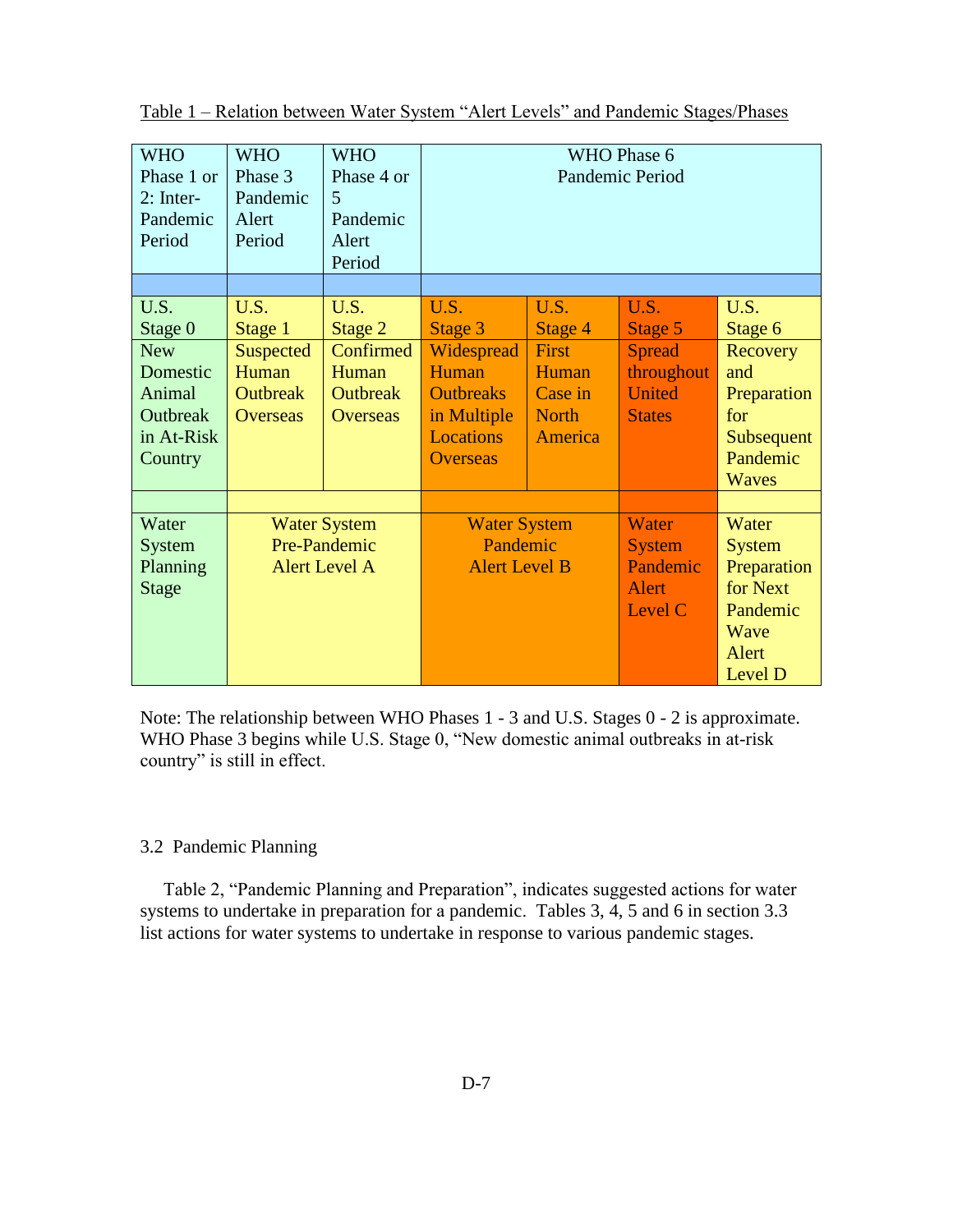Table 1 – Relation between Water System "Alert Levels" and Pandemic Stages/Phases

| WHO Phase 1 or 2: Inter-Pandemic Period | WHO Phase 3 Pandemic Alert Period | WHO Phase 4 or 5 Pandemic Alert Period | WHO Phase 6 Pandemic Period | | | |
|---|---|---|---|---|---|---|
| U.S. Stage 0 | U.S. Stage 1 | U.S. Stage 2 | U.S. Stage 3 | U.S. Stage 4 | U.S. Stage 5 | U.S. Stage 6 |
| New Domestic Animal Outbreak in At-Risk Country | Suspected Human Outbreak Overseas | Confirmed Human Outbreak Overseas | Widespread Human Outbreaks in Multiple Locations Overseas | First Human Case in North America | Spread throughout United States | Recovery and Preparation for Subsequent Pandemic Waves |
| Water System Planning Stage | Water System Pre-Pandemic Alert Level A | | Water System Pandemic Alert Level B | | Water System Pandemic Alert Level C | Water System Preparation for Next Pandemic Wave Alert Level D |

Note: The relationship between WHO Phases 1 - 3 and U.S. Stages 0 - 2 is approximate. WHO Phase 3 begins while U.S. Stage 0, "New domestic animal outbreaks in at-risk country" is still in effect.

## 3.2 Pandemic Planning

Table 2, "Pandemic Planning and Preparation", indicates suggested actions for water systems to undertake in preparation for a pandemic. Tables 3, 4, 5 and 6 in section 3.3 list actions for water systems to undertake in response to various pandemic stages.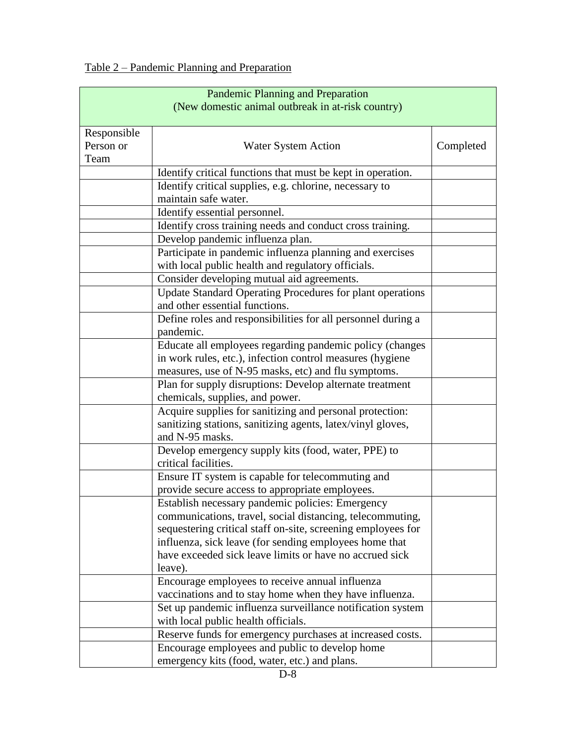Table 2 – Pandemic Planning and Preparation

| Pandemic Planning and Preparation (New domestic animal outbreak in at-risk country) | | |
|---|---|---|
| Responsible Person or Team | Water System Action | Completed |
| | Identify critical functions that must be kept in operation. | |
| | Identify critical supplies, e.g. chlorine, necessary to maintain safe water. | |
| | Identify essential personnel. | |
| | Identify cross training needs and conduct cross training. | |
| | Develop pandemic influenza plan. | |
| | Participate in pandemic influenza planning and exercises with local public health and regulatory officials. | |
| | Consider developing mutual aid agreements. | |
| | Update Standard Operating Procedures for plant operations and other essential functions. | |
| | Define roles and responsibilities for all personnel during a pandemic. | |
| | Educate all employees regarding pandemic policy (changes in work rules, etc.), infection control measures (hygiene measures, use of N-95 masks, etc) and flu symptoms. | |
| | Plan for supply disruptions: Develop alternate treatment chemicals, supplies, and power. | |
| | Acquire supplies for sanitizing and personal protection: sanitizing stations, sanitizing agents, latex/vinyl gloves, and N-95 masks. | |
| | Develop emergency supply kits (food, water, PPE) to critical facilities. | |
| | Ensure IT system is capable for telecommuting and provide secure access to appropriate employees. | |
| | Establish necessary pandemic policies: Emergency communications, travel, social distancing, telecommuting, sequestering critical staff on-site, screening employees for influenza, sick leave (for sending employees home that have exceeded sick leave limits or have no accrued sick leave). | |
| | Encourage employees to receive annual influenza vaccinations and to stay home when they have influenza. | |
| | Set up pandemic influenza surveillance notification system with local public health officials. | |
| | Reserve funds for emergency purchases at increased costs. | |
| | Encourage employees and public to develop home emergency kits (food, water, etc.) and plans. | |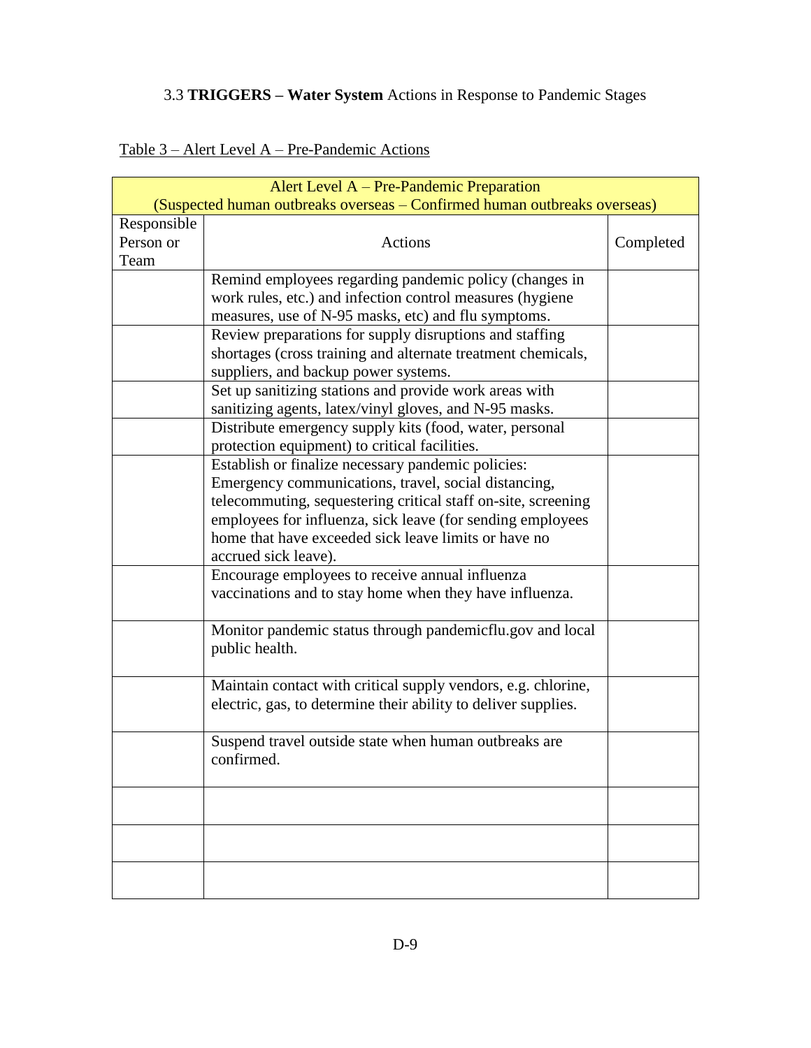3.3 **TRIGGERS – Water System** Actions in Response to Pandemic Stages

Table 3 – Alert Level A – Pre-Pandemic Actions

| Alert Level A – Pre-Pandemic Preparation (Suspected human outbreaks overseas – Confirmed human outbreaks overseas) | | |
|---|---|---|
| Responsible Person or Team | Actions | Completed |
| | Remind employees regarding pandemic policy (changes in work rules, etc.) and infection control measures (hygiene measures, use of N-95 masks, etc) and flu symptoms. | |
| | Review preparations for supply disruptions and staffing shortages (cross training and alternate treatment chemicals, suppliers, and backup power systems. | |
| | Set up sanitizing stations and provide work areas with sanitizing agents, latex/vinyl gloves, and N-95 masks. | |
| | Distribute emergency supply kits (food, water, personal protection equipment) to critical facilities. | |
| | Establish or finalize necessary pandemic policies: Emergency communications, travel, social distancing, telecommuting, sequestering critical staff on-site, screening employees for influenza, sick leave (for sending employees home that have exceeded sick leave limits or have no accrued sick leave). | |
| | Encourage employees to receive annual influenza vaccinations and to stay home when they have influenza. | |
| | Monitor pandemic status through pandemicflu.gov and local public health. | |
| | Maintain contact with critical supply vendors, e.g. chlorine, electric, gas, to determine their ability to deliver supplies. | |
| | Suspend travel outside state when human outbreaks are confirmed. | |
| | | |
| | | |
| | | |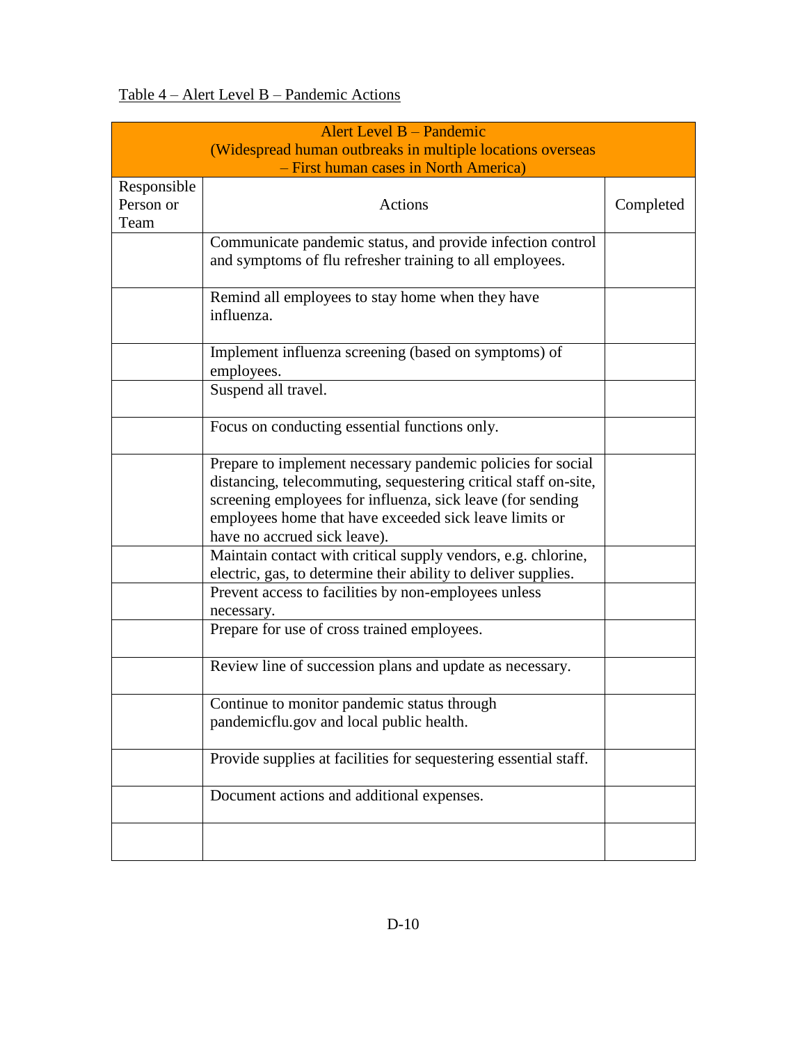Table 4 – Alert Level B – Pandemic Actions

| Alert Level B – Pandemic (Widespread human outbreaks in multiple locations overseas – First human cases in North America) | | |
|---|---|---|
| Responsible Person or Team | Actions | Completed |
| | Communicate pandemic status, and provide infection control and symptoms of flu refresher training to all employees. | |
| | Remind all employees to stay home when they have influenza. | |
| | Implement influenza screening (based on symptoms) of employees. | |
| | Suspend all travel. | |
| | Focus on conducting essential functions only. | |
| | Prepare to implement necessary pandemic policies for social distancing, telecommuting, sequestering critical staff on-site, screening employees for influenza, sick leave (for sending employees home that have exceeded sick leave limits or have no accrued sick leave). | |
| | Maintain contact with critical supply vendors, e.g. chlorine, electric, gas, to determine their ability to deliver supplies. | |
| | Prevent access to facilities by non-employees unless necessary. | |
| | Prepare for use of cross trained employees. | |
| | Review line of succession plans and update as necessary. | |
| | Continue to monitor pandemic status through pandemicflu.gov and local public health. | |
| | Provide supplies at facilities for sequestering essential staff. | |
| | Document actions and additional expenses. | |
| | | |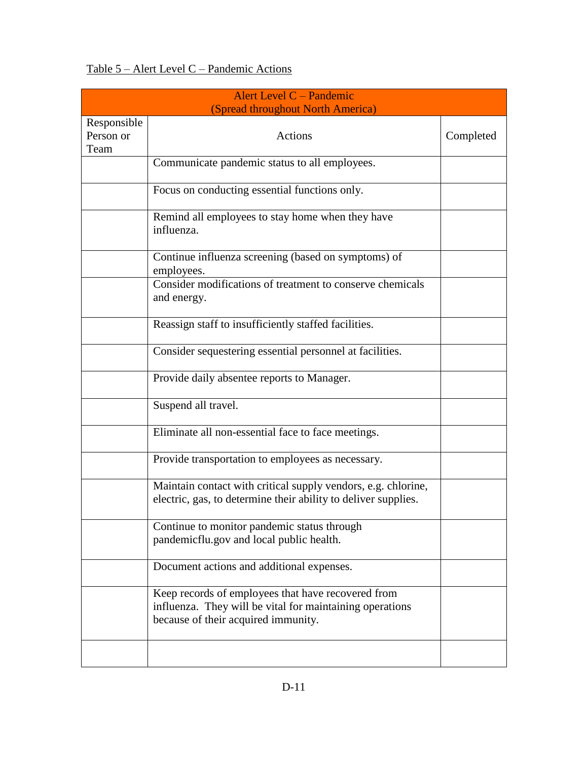Table 5 – Alert Level C – Pandemic Actions

| Alert Level C – Pandemic (Spread throughout North America) | | |
|---|---|---|
| Responsible Person or Team | Actions | Completed |
| | Communicate pandemic status to all employees. | |
| | Focus on conducting essential functions only. | |
| | Remind all employees to stay home when they have influenza. | |
| | Continue influenza screening (based on symptoms) of employees. | |
| | Consider modifications of treatment to conserve chemicals and energy. | |
| | Reassign staff to insufficiently staffed facilities. | |
| | Consider sequestering essential personnel at facilities. | |
| | Provide daily absentee reports to Manager. | |
| | Suspend all travel. | |
| | Eliminate all non-essential face to face meetings. | |
| | Provide transportation to employees as necessary. | |
| | Maintain contact with critical supply vendors, e.g. chlorine, electric, gas, to determine their ability to deliver supplies. | |
| | Continue to monitor pandemic status through pandemicflu.gov and local public health. | |
| | Document actions and additional expenses. | |
| | Keep records of employees that have recovered from influenza. They will be vital for maintaining operations because of their acquired immunity. | |
| | | |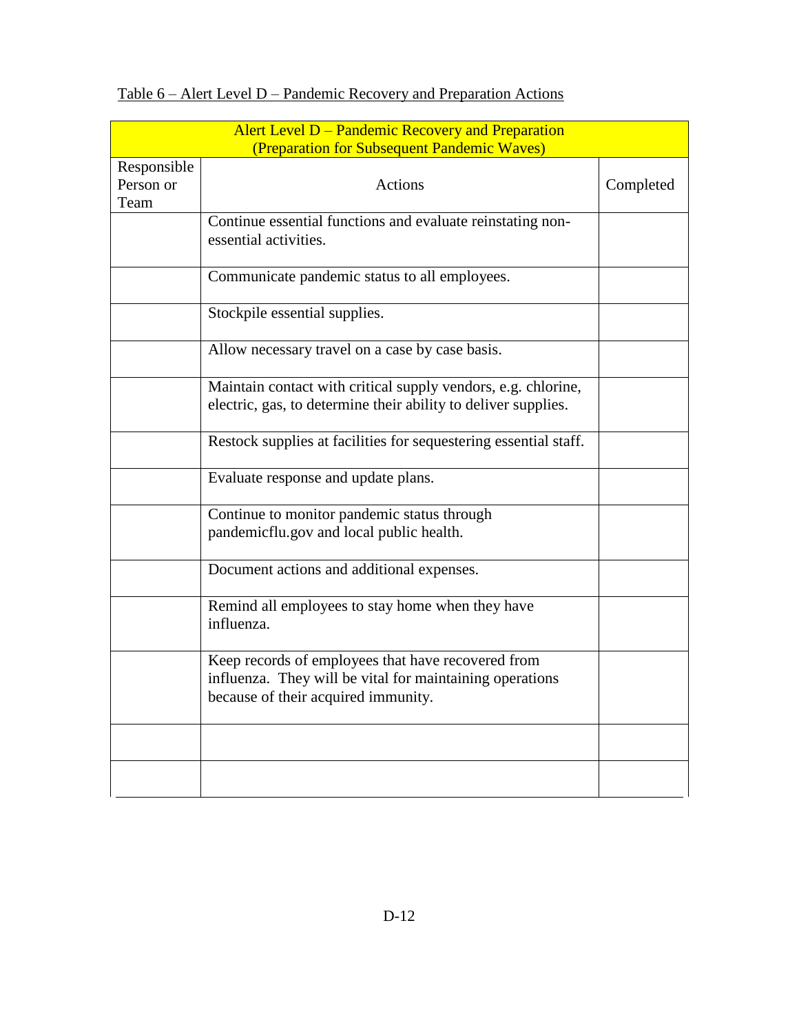Table 6 – Alert Level D – Pandemic Recovery and Preparation Actions

| Alert Level D – Pandemic Recovery and Preparation (Preparation for Subsequent Pandemic Waves) | | |
|---|---|---|
| Responsible Person or Team | Actions | Completed |
| | Continue essential functions and evaluate reinstating non-essential activities. | |
| | Communicate pandemic status to all employees. | |
| | Stockpile essential supplies. | |
| | Allow necessary travel on a case by case basis. | |
| | Maintain contact with critical supply vendors, e.g. chlorine, electric, gas, to determine their ability to deliver supplies. | |
| | Restock supplies at facilities for sequestering essential staff. | |
| | Evaluate response and update plans. | |
| | Continue to monitor pandemic status through pandemicflu.gov and local public health. | |
| | Document actions and additional expenses. | |
| | Remind all employees to stay home when they have influenza. | |
| | Keep records of employees that have recovered from influenza. They will be vital for maintaining operations because of their acquired immunity. | |
| | | |
| | | |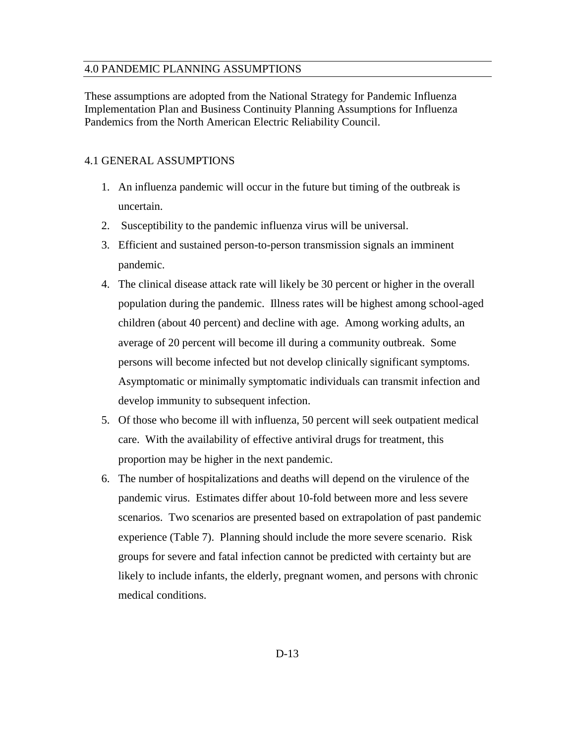## 4.0 PANDEMIC PLANNING ASSUMPTIONS

These assumptions are adopted from the National Strategy for Pandemic Influenza Implementation Plan and Business Continuity Planning Assumptions for Influenza Pandemics from the North American Electric Reliability Council.

### 4.1 GENERAL ASSUMPTIONS

1. An influenza pandemic will occur in the future but timing of the outbreak is uncertain.
2. Susceptibility to the pandemic influenza virus will be universal.
3. Efficient and sustained person-to-person transmission signals an imminent pandemic.
4. The clinical disease attack rate will likely be 30 percent or higher in the overall population during the pandemic. Illness rates will be highest among school-aged children (about 40 percent) and decline with age. Among working adults, an average of 20 percent will become ill during a community outbreak. Some persons will become infected but not develop clinically significant symptoms. Asymptomatic or minimally symptomatic individuals can transmit infection and develop immunity to subsequent infection.
5. Of those who become ill with influenza, 50 percent will seek outpatient medical care. With the availability of effective antiviral drugs for treatment, this proportion may be higher in the next pandemic.
6. The number of hospitalizations and deaths will depend on the virulence of the pandemic virus. Estimates differ about 10-fold between more and less severe scenarios. Two scenarios are presented based on extrapolation of past pandemic experience (Table 7). Planning should include the more severe scenario. Risk groups for severe and fatal infection cannot be predicted with certainty but are likely to include infants, the elderly, pregnant women, and persons with chronic medical conditions.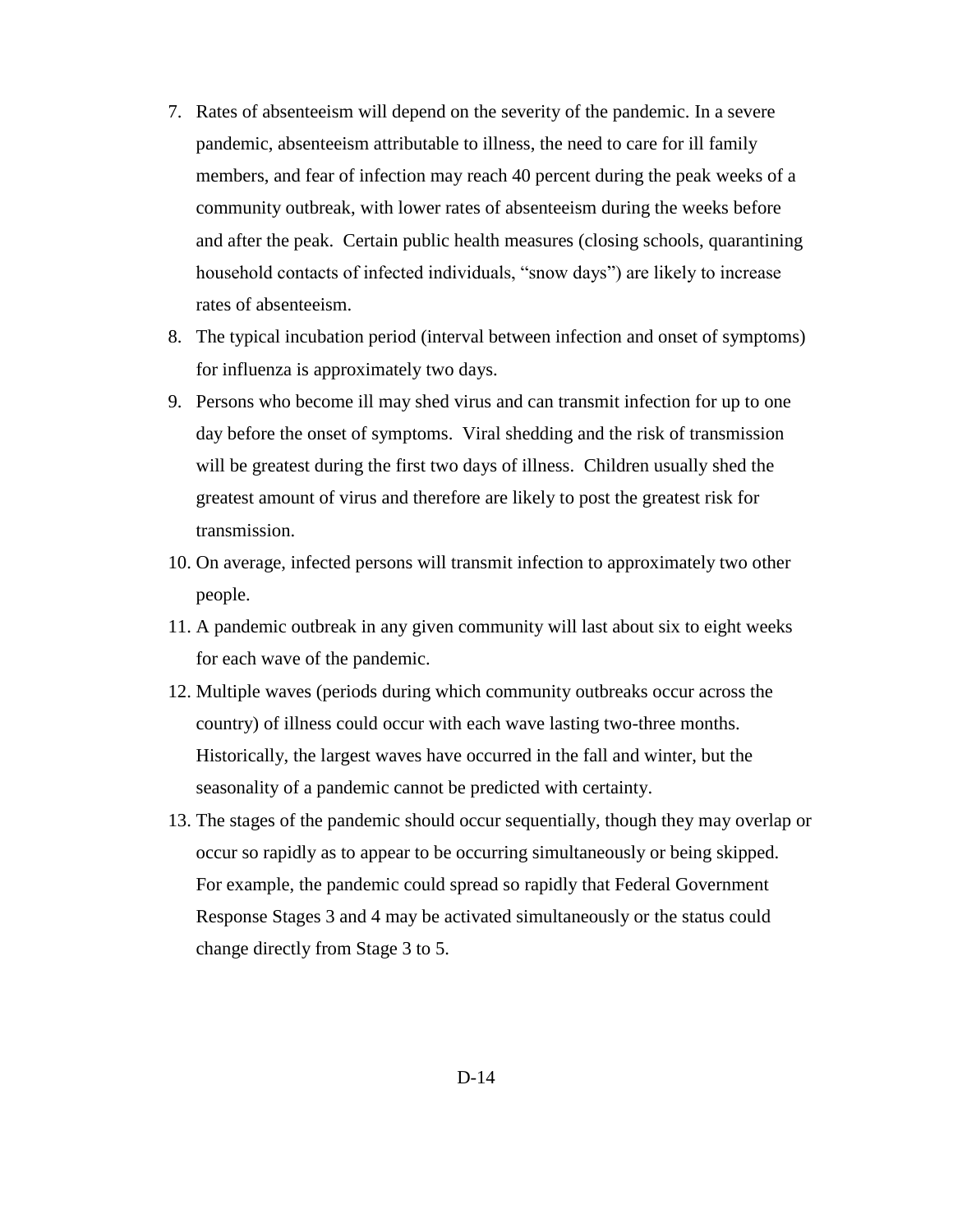7. Rates of absenteeism will depend on the severity of the pandemic. In a severe pandemic, absenteeism attributable to illness, the need to care for ill family members, and fear of infection may reach 40 percent during the peak weeks of a community outbreak, with lower rates of absenteeism during the weeks before and after the peak. Certain public health measures (closing schools, quarantining household contacts of infected individuals, "snow days") are likely to increase rates of absenteeism.
8. The typical incubation period (interval between infection and onset of symptoms) for influenza is approximately two days.
9. Persons who become ill may shed virus and can transmit infection for up to one day before the onset of symptoms. Viral shedding and the risk of transmission will be greatest during the first two days of illness. Children usually shed the greatest amount of virus and therefore are likely to post the greatest risk for transmission.
10. On average, infected persons will transmit infection to approximately two other people.
11. A pandemic outbreak in any given community will last about six to eight weeks for each wave of the pandemic.
12. Multiple waves (periods during which community outbreaks occur across the country) of illness could occur with each wave lasting two-three months. Historically, the largest waves have occurred in the fall and winter, but the seasonality of a pandemic cannot be predicted with certainty.
13. The stages of the pandemic should occur sequentially, though they may overlap or occur so rapidly as to appear to be occurring simultaneously or being skipped. For example, the pandemic could spread so rapidly that Federal Government Response Stages 3 and 4 may be activated simultaneously or the status could change directly from Stage 3 to 5.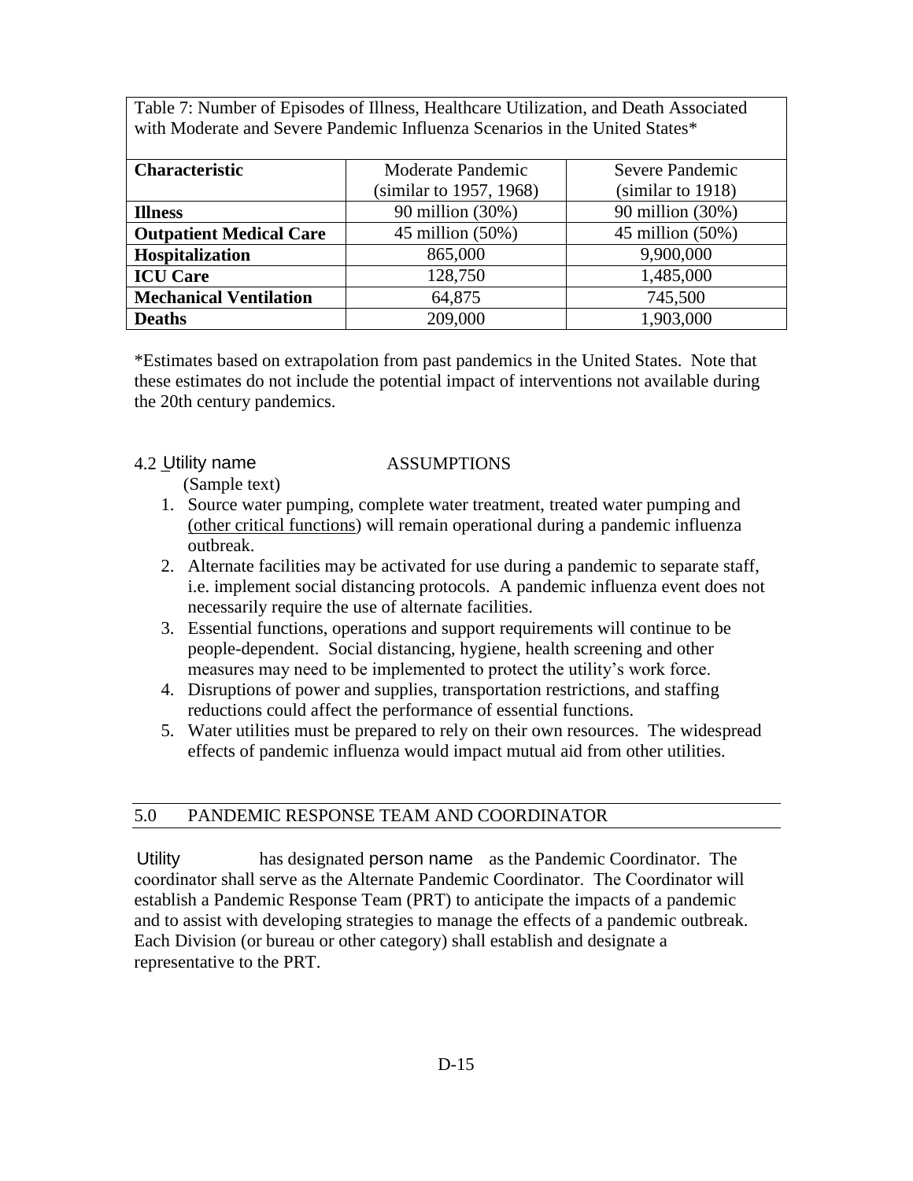Table 7: Number of Episodes of Illness, Healthcare Utilization, and Death Associated with Moderate and Severe Pandemic Influenza Scenarios in the United States*

| Characteristic | Moderate Pandemic (similar to 1957, 1968) | Severe Pandemic (similar to 1918) |
|---|---|---|
| **Illness** | 90 million (30%) | 90 million (30%) |
| **Outpatient Medical Care** | 45 million (50%) | 45 million (50%) |
| **Hospitalization** | 865,000 | 9,900,000 |
| **ICU Care** | 128,750 | 1,485,000 |
| **Mechanical Ventilation** | 64,875 | 745,500 |
| **Deaths** | 209,000 | 1,903,000 |

*Estimates based on extrapolation from past pandemics in the United States. Note that these estimates do not include the potential impact of interventions not available during the 20th century pandemics.

4.2 Utility name ASSUMPTIONS

(Sample text)

1. Source water pumping, complete water treatment, treated water pumping and (other critical functions) will remain operational during a pandemic influenza outbreak.
2. Alternate facilities may be activated for use during a pandemic to separate staff, i.e. implement social distancing protocols. A pandemic influenza event does not necessarily require the use of alternate facilities.
3. Essential functions, operations and support requirements will continue to be people-dependent. Social distancing, hygiene, health screening and other measures may need to be implemented to protect the utility's work force.
4. Disruptions of power and supplies, transportation restrictions, and staffing reductions could affect the performance of essential functions.
5. Water utilities must be prepared to rely on their own resources. The widespread effects of pandemic influenza would impact mutual aid from other utilities.

## 5.0 PANDEMIC RESPONSE TEAM AND COORDINATOR

Utility has designated person name as the Pandemic Coordinator. The coordinator shall serve as the Alternate Pandemic Coordinator. The Coordinator will establish a Pandemic Response Team (PRT) to anticipate the impacts of a pandemic and to assist with developing strategies to manage the effects of a pandemic outbreak. Each Division (or bureau or other category) shall establish and designate a representative to the PRT.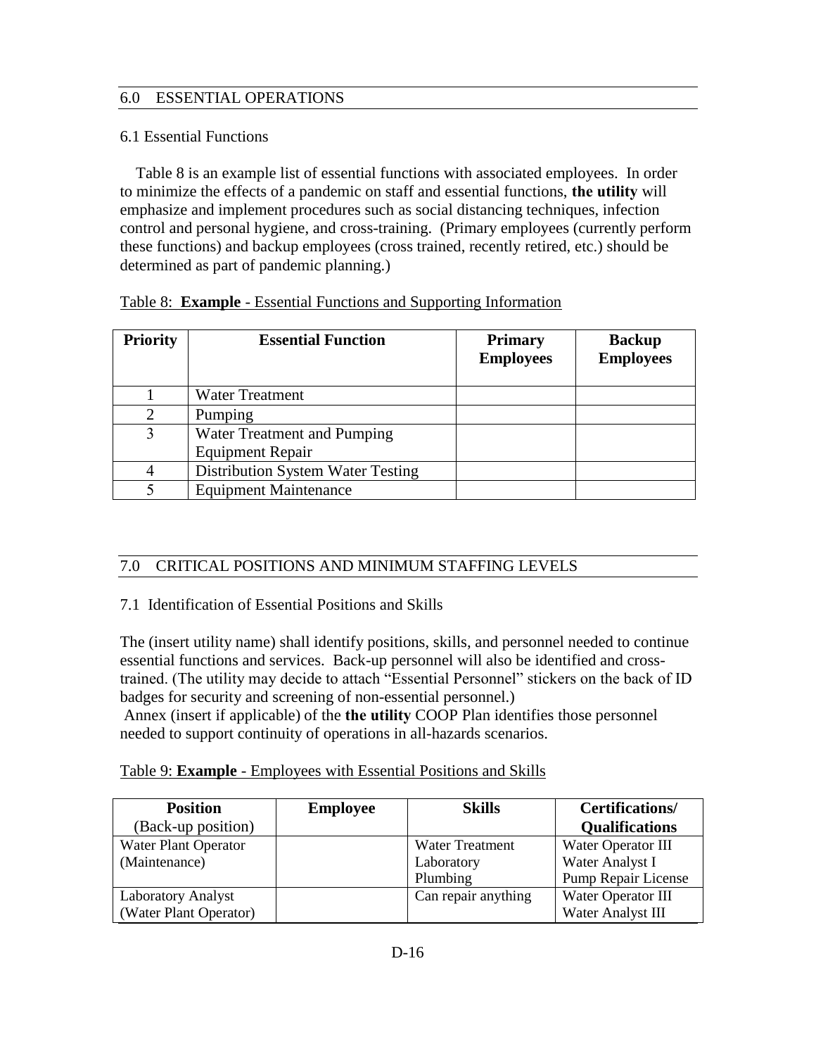## 6.0 ESSENTIAL OPERATIONS

### 6.1 Essential Functions

Table 8 is an example list of essential functions with associated employees. In order to minimize the effects of a pandemic on staff and essential functions, **the utility** will emphasize and implement procedures such as social distancing techniques, infection control and personal hygiene, and cross-training. (Primary employees (currently perform these functions) and backup employees (cross trained, recently retired, etc.) should be determined as part of pandemic planning.)

Table 8: **Example** - Essential Functions and Supporting Information

| Priority | Essential Function | Primary Employees | Backup Employees |
|---|---|---|---|
| 1 | Water Treatment | | |
| 2 | Pumping | | |
| 3 | Water Treatment and Pumping Equipment Repair | | |
| 4 | Distribution System Water Testing | | |
| 5 | Equipment Maintenance | | |

## 7.0 CRITICAL POSITIONS AND MINIMUM STAFFING LEVELS

### 7.1 Identification of Essential Positions and Skills

The (insert utility name) shall identify positions, skills, and personnel needed to continue essential functions and services. Back-up personnel will also be identified and cross-trained. (The utility may decide to attach "Essential Personnel" stickers on the back of ID badges for security and screening of non-essential personnel.)

Annex (insert if applicable) of the **the utility** COOP Plan identifies those personnel needed to support continuity of operations in all-hazards scenarios.

Table 9: **Example** - Employees with Essential Positions and Skills

| Position (Back-up position) | Employee | Skills | Certifications/ Qualifications |
|---|---|---|---|
| Water Plant Operator (Maintenance) | | Water Treatment<br>Laboratory<br>Plumbing | Water Operator III<br>Water Analyst I<br>Pump Repair License |
| Laboratory Analyst (Water Plant Operator) | | Can repair anything | Water Operator III<br>Water Analyst III |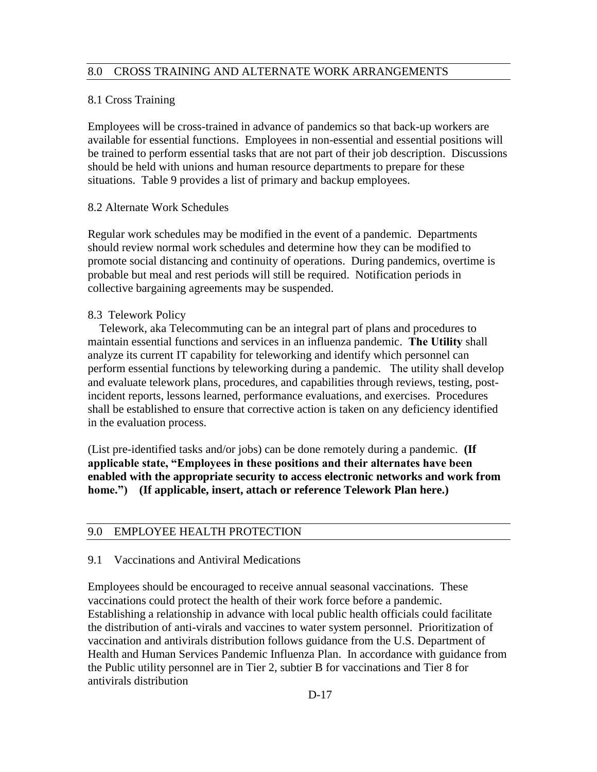## 8.0 CROSS TRAINING AND ALTERNATE WORK ARRANGEMENTS

### 8.1 Cross Training

Employees will be cross-trained in advance of pandemics so that back-up workers are available for essential functions. Employees in non-essential and essential positions will be trained to perform essential tasks that are not part of their job description. Discussions should be held with unions and human resource departments to prepare for these situations. Table 9 provides a list of primary and backup employees.

### 8.2 Alternate Work Schedules

Regular work schedules may be modified in the event of a pandemic. Departments should review normal work schedules and determine how they can be modified to promote social distancing and continuity of operations. During pandemics, overtime is probable but meal and rest periods will still be required. Notification periods in collective bargaining agreements may be suspended.

### 8.3 Telework Policy

Telework, aka Telecommuting can be an integral part of plans and procedures to maintain essential functions and services in an influenza pandemic. **The Utility** shall analyze its current IT capability for teleworking and identify which personnel can perform essential functions by teleworking during a pandemic. The utility shall develop and evaluate telework plans, procedures, and capabilities through reviews, testing, post-incident reports, lessons learned, performance evaluations, and exercises. Procedures shall be established to ensure that corrective action is taken on any deficiency identified in the evaluation process.

(List pre-identified tasks and/or jobs) can be done remotely during a pandemic. **(If applicable state, "Employees in these positions and their alternates have been enabled with the appropriate security to access electronic networks and work from home.") (If applicable, insert, attach or reference Telework Plan here.)**

## 9.0 EMPLOYEE HEALTH PROTECTION

### 9.1 Vaccinations and Antiviral Medications

Employees should be encouraged to receive annual seasonal vaccinations. These vaccinations could protect the health of their work force before a pandemic. Establishing a relationship in advance with local public health officials could facilitate the distribution of anti-virals and vaccines to water system personnel. Prioritization of vaccination and antivirals distribution follows guidance from the U.S. Department of Health and Human Services Pandemic Influenza Plan. In accordance with guidance from the Public utility personnel are in Tier 2, subtier B for vaccinations and Tier 8 for antivirals distribution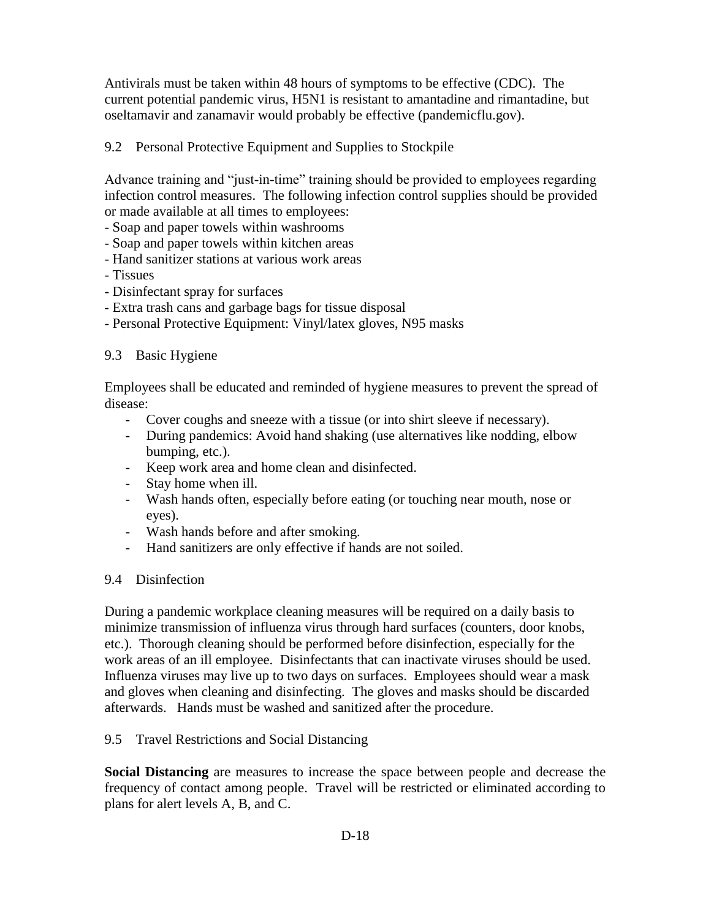Antivirals must be taken within 48 hours of symptoms to be effective (CDC). The current potential pandemic virus, H5N1 is resistant to amantadine and rimantadine, but oseltamavir and zanamavir would probably be effective (pandemicflu.gov).

### 9.2 Personal Protective Equipment and Supplies to Stockpile

Advance training and "just-in-time" training should be provided to employees regarding infection control measures. The following infection control supplies should be provided or made available at all times to employees:

- Soap and paper towels within washrooms
- Soap and paper towels within kitchen areas
- Hand sanitizer stations at various work areas
- Tissues
- Disinfectant spray for surfaces
- Extra trash cans and garbage bags for tissue disposal
- Personal Protective Equipment: Vinyl/latex gloves, N95 masks

### 9.3 Basic Hygiene

Employees shall be educated and reminded of hygiene measures to prevent the spread of disease:

- Cover coughs and sneeze with a tissue (or into shirt sleeve if necessary).
- During pandemics: Avoid hand shaking (use alternatives like nodding, elbow bumping, etc.).
- Keep work area and home clean and disinfected.
- Stay home when ill.
- Wash hands often, especially before eating (or touching near mouth, nose or eyes).
- Wash hands before and after smoking.
- Hand sanitizers are only effective if hands are not soiled.

### 9.4 Disinfection

During a pandemic workplace cleaning measures will be required on a daily basis to minimize transmission of influenza virus through hard surfaces (counters, door knobs, etc.). Thorough cleaning should be performed before disinfection, especially for the work areas of an ill employee. Disinfectants that can inactivate viruses should be used. Influenza viruses may live up to two days on surfaces. Employees should wear a mask and gloves when cleaning and disinfecting. The gloves and masks should be discarded afterwards. Hands must be washed and sanitized after the procedure.

### 9.5 Travel Restrictions and Social Distancing

**Social Distancing** are measures to increase the space between people and decrease the frequency of contact among people. Travel will be restricted or eliminated according to plans for alert levels A, B, and C.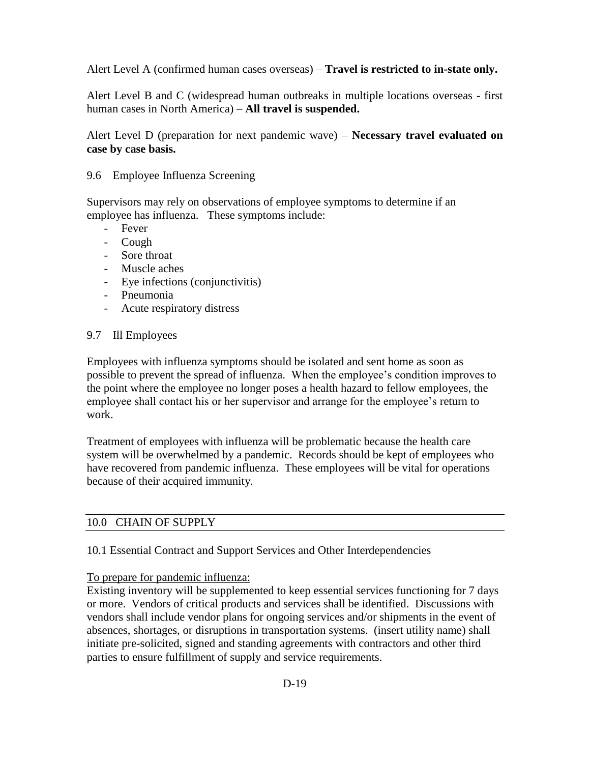Alert Level A (confirmed human cases overseas) – **Travel is restricted to in-state only.**

Alert Level B and C (widespread human outbreaks in multiple locations overseas - first human cases in North America) – **All travel is suspended.**

Alert Level D (preparation for next pandemic wave) – **Necessary travel evaluated on case by case basis.**

### 9.6 Employee Influenza Screening

Supervisors may rely on observations of employee symptoms to determine if an employee has influenza. These symptoms include:

- Fever
- Cough
- Sore throat
- Muscle aches
- Eye infections (conjunctivitis)
- Pneumonia
- Acute respiratory distress

### 9.7 Ill Employees

Employees with influenza symptoms should be isolated and sent home as soon as possible to prevent the spread of influenza. When the employee's condition improves to the point where the employee no longer poses a health hazard to fellow employees, the employee shall contact his or her supervisor and arrange for the employee's return to work.

Treatment of employees with influenza will be problematic because the health care system will be overwhelmed by a pandemic. Records should be kept of employees who have recovered from pandemic influenza. These employees will be vital for operations because of their acquired immunity.

## 10.0 CHAIN OF SUPPLY

### 10.1 Essential Contract and Support Services and Other Interdependencies

To prepare for pandemic influenza:

Existing inventory will be supplemented to keep essential services functioning for 7 days or more. Vendors of critical products and services shall be identified. Discussions with vendors shall include vendor plans for ongoing services and/or shipments in the event of absences, shortages, or disruptions in transportation systems. (insert utility name) shall initiate pre-solicited, signed and standing agreements with contractors and other third parties to ensure fulfillment of supply and service requirements.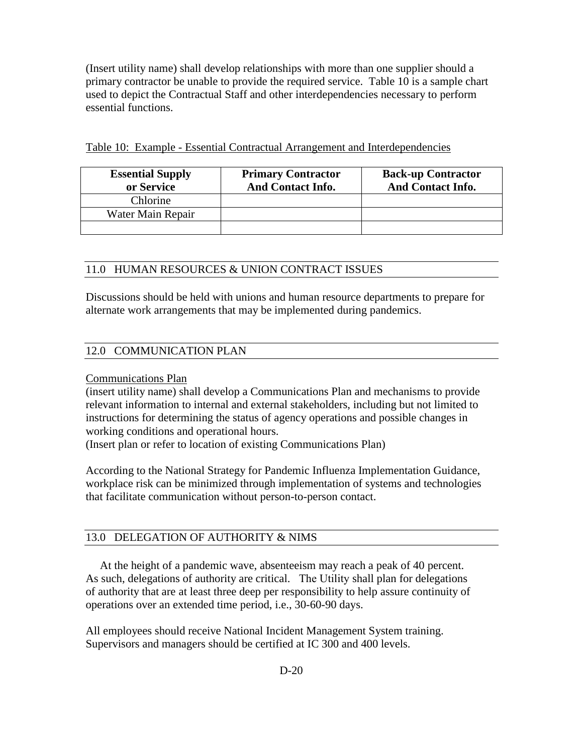(Insert utility name) shall develop relationships with more than one supplier should a primary contractor be unable to provide the required service. Table 10 is a sample chart used to depict the Contractual Staff and other interdependencies necessary to perform essential functions.

Table 10: Example - Essential Contractual Arrangement and Interdependencies

| Essential Supply or Service | Primary Contractor And Contact Info. | Back-up Contractor And Contact Info. |
|---|---|---|
| Chlorine | | |
| Water Main Repair | | |
| | | |

## 11.0 HUMAN RESOURCES & UNION CONTRACT ISSUES

Discussions should be held with unions and human resource departments to prepare for alternate work arrangements that may be implemented during pandemics.

## 12.0 COMMUNICATION PLAN

Communications Plan

(insert utility name) shall develop a Communications Plan and mechanisms to provide relevant information to internal and external stakeholders, including but not limited to instructions for determining the status of agency operations and possible changes in working conditions and operational hours.

(Insert plan or refer to location of existing Communications Plan)

According to the National Strategy for Pandemic Influenza Implementation Guidance, workplace risk can be minimized through implementation of systems and technologies that facilitate communication without person-to-person contact.

## 13.0 DELEGATION OF AUTHORITY & NIMS

At the height of a pandemic wave, absenteeism may reach a peak of 40 percent. As such, delegations of authority are critical. The Utility shall plan for delegations of authority that are at least three deep per responsibility to help assure continuity of operations over an extended time period, i.e., 30-60-90 days.

All employees should receive National Incident Management System training. Supervisors and managers should be certified at IC 300 and 400 levels.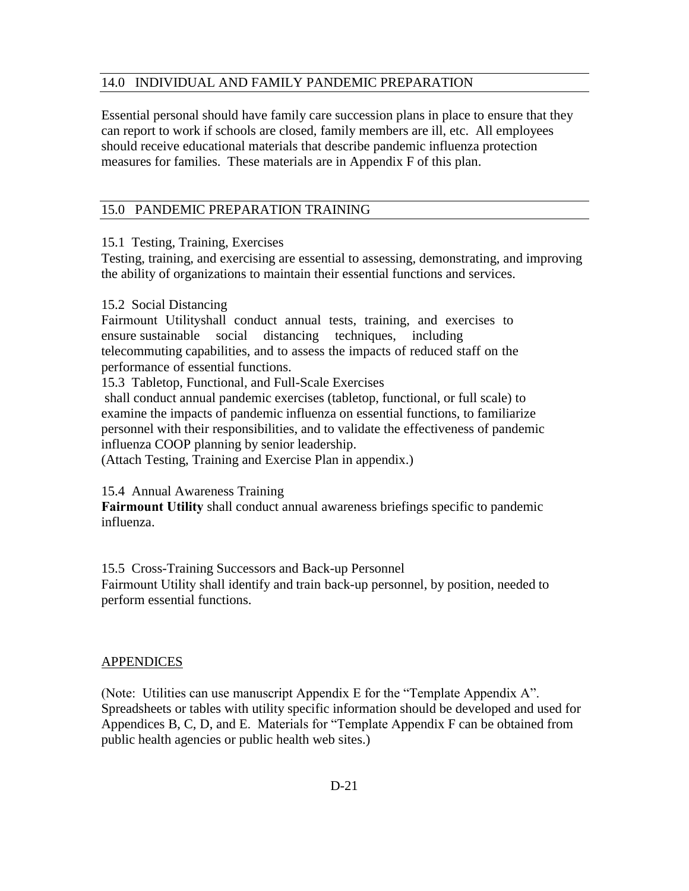## 14.0 INDIVIDUAL AND FAMILY PANDEMIC PREPARATION

Essential personal should have family care succession plans in place to ensure that they can report to work if schools are closed, family members are ill, etc. All employees should receive educational materials that describe pandemic influenza protection measures for families. These materials are in Appendix F of this plan.

## 15.0 PANDEMIC PREPARATION TRAINING

15.1 Testing, Training, Exercises

Testing, training, and exercising are essential to assessing, demonstrating, and improving the ability of organizations to maintain their essential functions and services.

15.2 Social Distancing

Fairmount Utilityshall conduct annual tests, training, and exercises to ensure sustainable social distancing techniques, including telecommuting capabilities, and to assess the impacts of reduced staff on the performance of essential functions.

15.3 Tabletop, Functional, and Full-Scale Exercises

shall conduct annual pandemic exercises (tabletop, functional, or full scale) to examine the impacts of pandemic influenza on essential functions, to familiarize personnel with their responsibilities, and to validate the effectiveness of pandemic influenza COOP planning by senior leadership.

(Attach Testing, Training and Exercise Plan in appendix.)

15.4 Annual Awareness Training

**Fairmount Utility** shall conduct annual awareness briefings specific to pandemic influenza.

15.5 Cross-Training Successors and Back-up Personnel

Fairmount Utility shall identify and train back-up personnel, by position, needed to perform essential functions.

## APPENDICES

(Note: Utilities can use manuscript Appendix E for the "Template Appendix A". Spreadsheets or tables with utility specific information should be developed and used for Appendices B, C, D, and E. Materials for "Template Appendix F can be obtained from public health agencies or public health web sites.)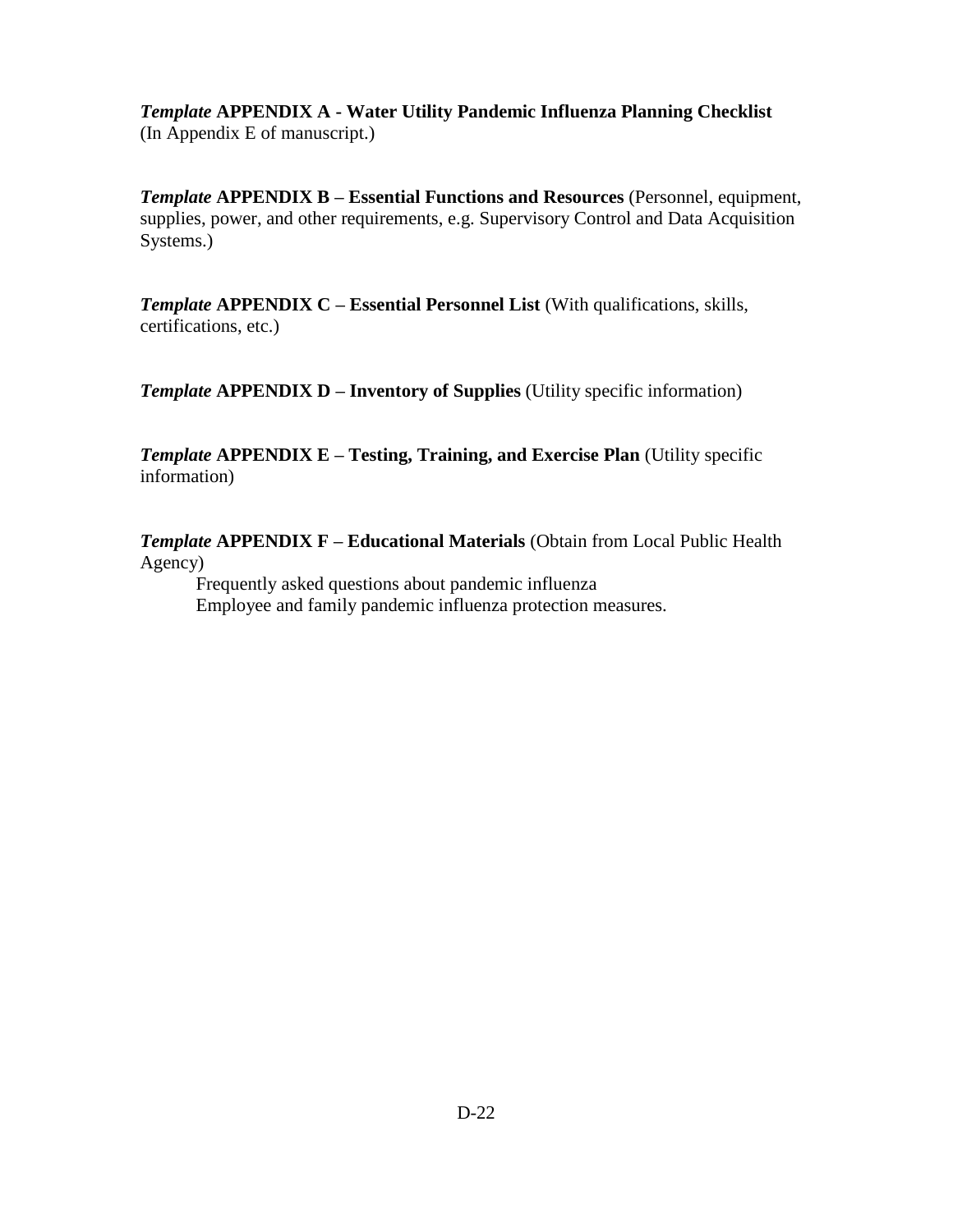***Template* APPENDIX A - Water Utility Pandemic Influenza Planning Checklist**
(In Appendix E of manuscript.)

***Template* APPENDIX B – Essential Functions and Resources** (Personnel, equipment, supplies, power, and other requirements, e.g. Supervisory Control and Data Acquisition Systems.)

***Template* APPENDIX C – Essential Personnel List** (With qualifications, skills, certifications, etc.)

***Template* APPENDIX D – Inventory of Supplies** (Utility specific information)

***Template* APPENDIX E – Testing, Training, and Exercise Plan** (Utility specific information)

***Template* APPENDIX F – Educational Materials** (Obtain from Local Public Health Agency)

Frequently asked questions about pandemic influenza
Employee and family pandemic influenza protection measures.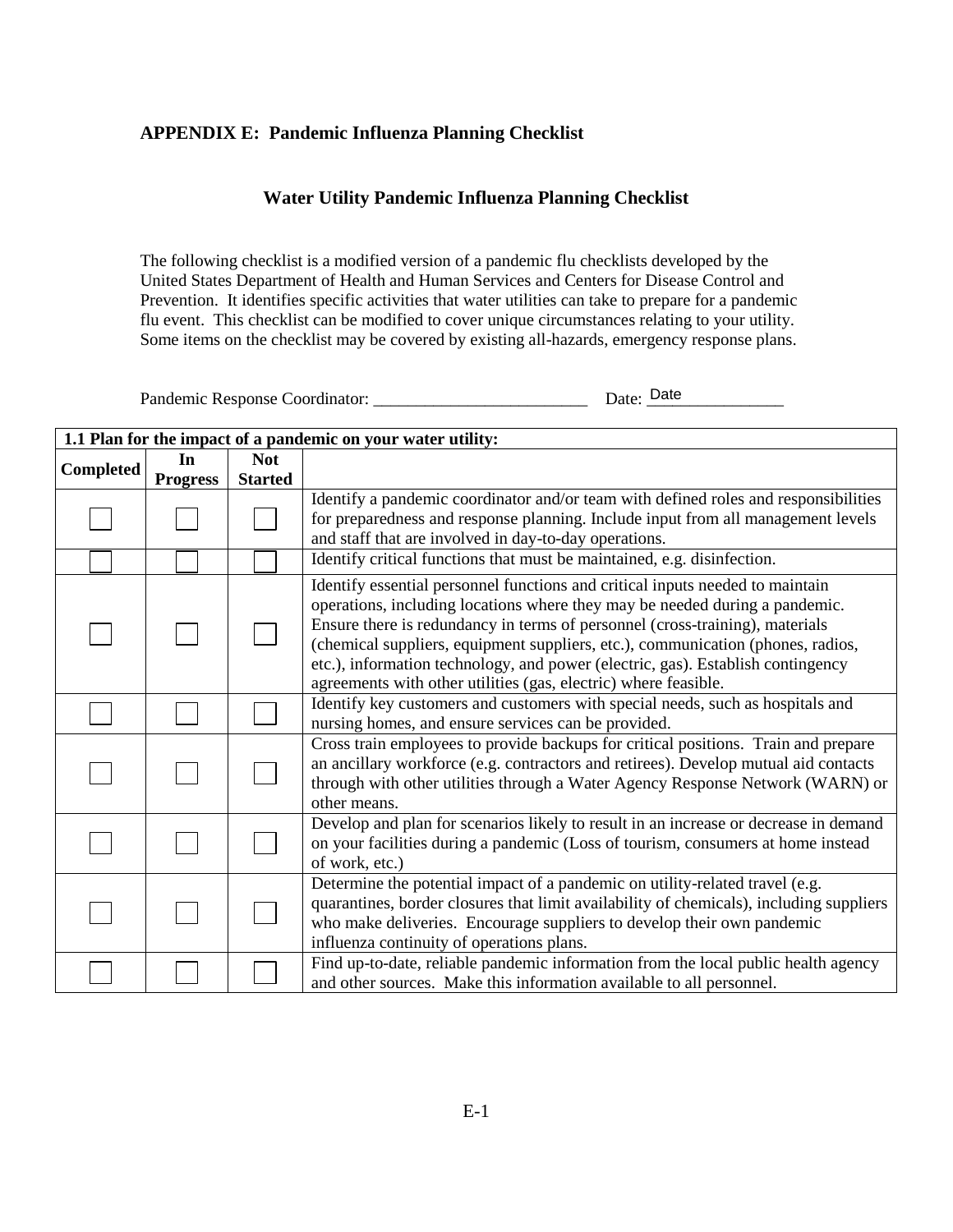## APPENDIX E: Pandemic Influenza Planning Checklist

### Water Utility Pandemic Influenza Planning Checklist

The following checklist is a modified version of a pandemic flu checklists developed by the United States Department of Health and Human Services and Centers for Disease Control and Prevention. It identifies specific activities that water utilities can take to prepare for a pandemic flu event. This checklist can be modified to cover unique circumstances relating to your utility. Some items on the checklist may be covered by existing all-hazards, emergency response plans.

Pandemic Response Coordinator: _________________________ Date: Date_______________

| **1.1 Plan for the impact of a pandemic on your water utility:** | | | |
|---|---|---|---|
| **Completed** | **In Progress** | **Not Started** | |
| ☐ | ☐ | ☐ | Identify a pandemic coordinator and/or team with defined roles and responsibilities for preparedness and response planning. Include input from all management levels and staff that are involved in day-to-day operations. |
| ☐ | ☐ | ☐ | Identify critical functions that must be maintained, e.g. disinfection. |
| ☐ | ☐ | ☐ | Identify essential personnel functions and critical inputs needed to maintain operations, including locations where they may be needed during a pandemic. Ensure there is redundancy in terms of personnel (cross-training), materials (chemical suppliers, equipment suppliers, etc.), communication (phones, radios, etc.), information technology, and power (electric, gas). Establish contingency agreements with other utilities (gas, electric) where feasible. |
| ☐ | ☐ | ☐ | Identify key customers and customers with special needs, such as hospitals and nursing homes, and ensure services can be provided. |
| ☐ | ☐ | ☐ | Cross train employees to provide backups for critical positions. Train and prepare an ancillary workforce (e.g. contractors and retirees). Develop mutual aid contacts through with other utilities through a Water Agency Response Network (WARN) or other means. |
| ☐ | ☐ | ☐ | Develop and plan for scenarios likely to result in an increase or decrease in demand on your facilities during a pandemic (Loss of tourism, consumers at home instead of work, etc.) |
| ☐ | ☐ | ☐ | Determine the potential impact of a pandemic on utility-related travel (e.g. quarantines, border closures that limit availability of chemicals), including suppliers who make deliveries. Encourage suppliers to develop their own pandemic influenza continuity of operations plans. |
| ☐ | ☐ | ☐ | Find up-to-date, reliable pandemic information from the local public health agency and other sources. Make this information available to all personnel. |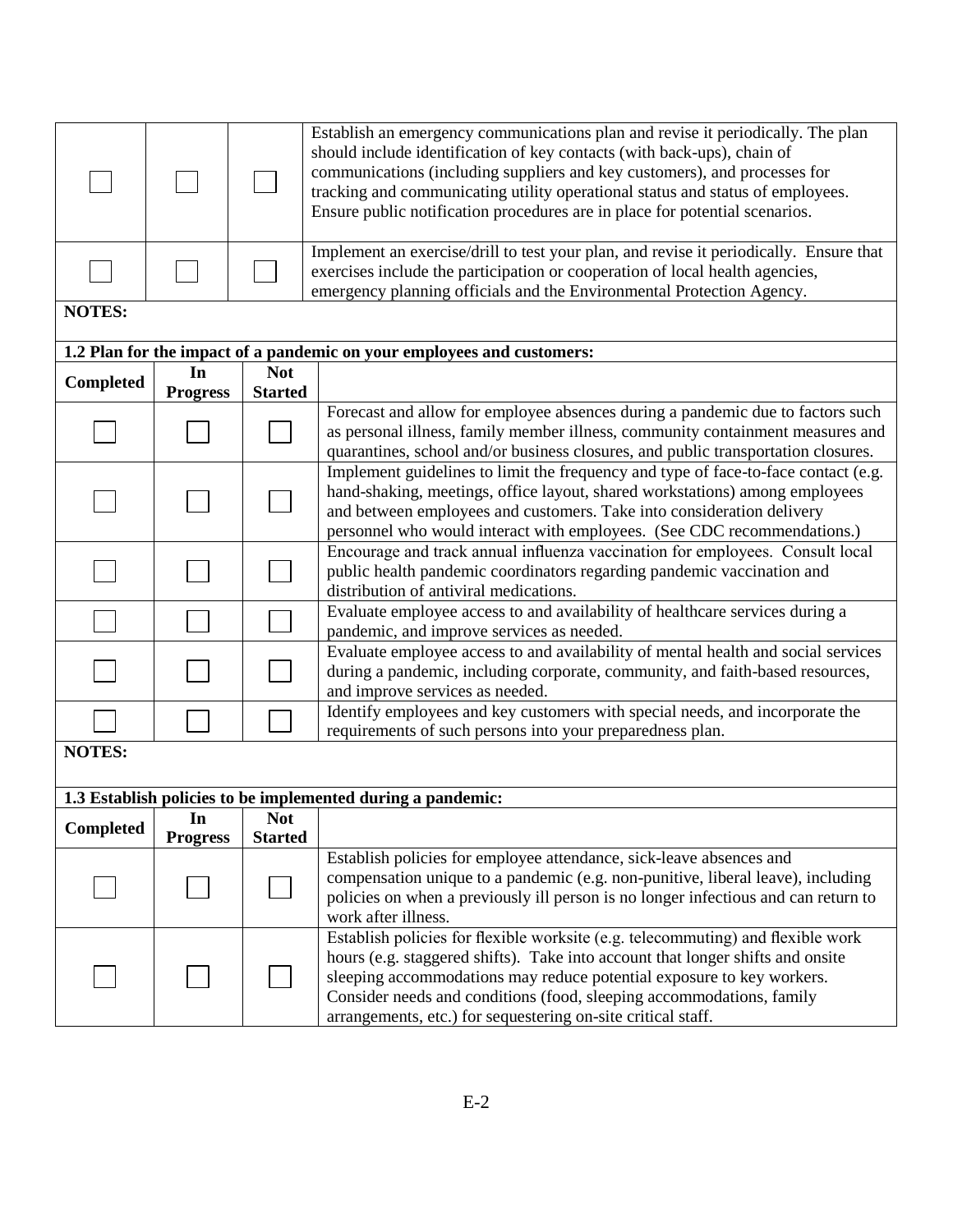| | | | |
|---|---|---|---|
| ☐ | ☐ | ☐ | Establish an emergency communications plan and revise it periodically. The plan should include identification of key contacts (with back-ups), chain of communications (including suppliers and key customers), and processes for tracking and communicating utility operational status and status of employees. Ensure public notification procedures are in place for potential scenarios. |
| ☐ | ☐ | ☐ | Implement an exercise/drill to test your plan, and revise it periodically. Ensure that exercises include the participation or cooperation of local health agencies, emergency planning officials and the Environmental Protection Agency. |

**NOTES:**

**1.2 Plan for the impact of a pandemic on your employees and customers:**

| Completed | In Progress | Not Started | |
|---|---|---|---|
| ☐ | ☐ | ☐ | Forecast and allow for employee absences during a pandemic due to factors such as personal illness, family member illness, community containment measures and quarantines, school and/or business closures, and public transportation closures. |
| ☐ | ☐ | ☐ | Implement guidelines to limit the frequency and type of face-to-face contact (e.g. hand-shaking, meetings, office layout, shared workstations) among employees and between employees and customers. Take into consideration delivery personnel who would interact with employees. (See CDC recommendations.) |
| ☐ | ☐ | ☐ | Encourage and track annual influenza vaccination for employees. Consult local public health pandemic coordinators regarding pandemic vaccination and distribution of antiviral medications. |
| ☐ | ☐ | ☐ | Evaluate employee access to and availability of healthcare services during a pandemic, and improve services as needed. |
| ☐ | ☐ | ☐ | Evaluate employee access to and availability of mental health and social services during a pandemic, including corporate, community, and faith-based resources, and improve services as needed. |
| ☐ | ☐ | ☐ | Identify employees and key customers with special needs, and incorporate the requirements of such persons into your preparedness plan. |

**NOTES:**

**1.3 Establish policies to be implemented during a pandemic:**

| Completed | In Progress | Not Started | |
|---|---|---|---|
| ☐ | ☐ | ☐ | Establish policies for employee attendance, sick-leave absences and compensation unique to a pandemic (e.g. non-punitive, liberal leave), including policies on when a previously ill person is no longer infectious and can return to work after illness. |
| ☐ | ☐ | ☐ | Establish policies for flexible worksite (e.g. telecommuting) and flexible work hours (e.g. staggered shifts). Take into account that longer shifts and onsite sleeping accommodations may reduce potential exposure to key workers. Consider needs and conditions (food, sleeping accommodations, family arrangements, etc.) for sequestering on-site critical staff. |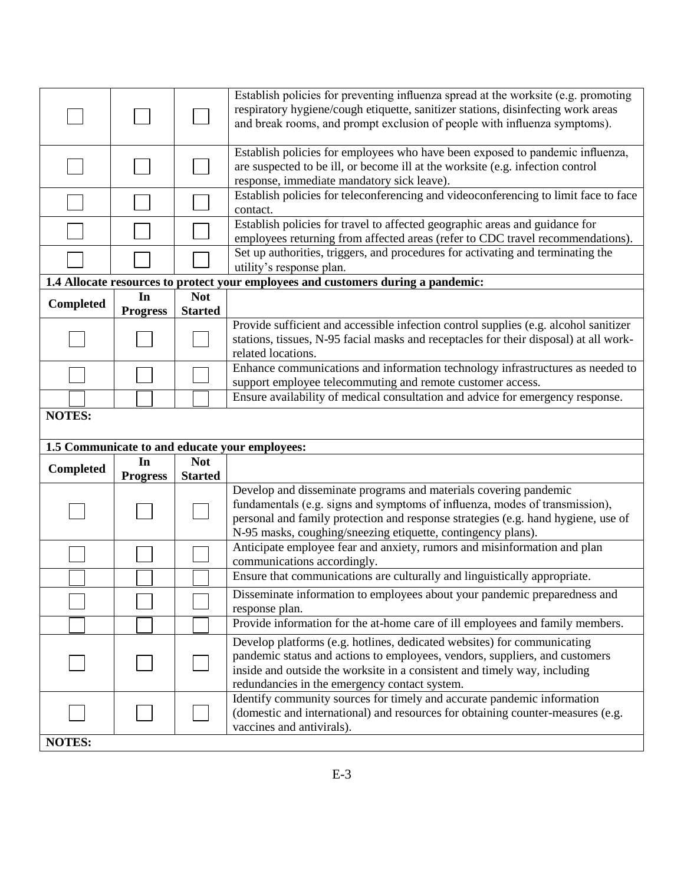| | | | |
|---|---|---|---|
| ☐ | ☐ | ☐ | Establish policies for preventing influenza spread at the worksite (e.g. promoting respiratory hygiene/cough etiquette, sanitizer stations, disinfecting work areas and break rooms, and prompt exclusion of people with influenza symptoms). |
| ☐ | ☐ | ☐ | Establish policies for employees who have been exposed to pandemic influenza, are suspected to be ill, or become ill at the worksite (e.g. infection control response, immediate mandatory sick leave). |
| ☐ | ☐ | ☐ | Establish policies for teleconferencing and videoconferencing to limit face to face contact. |
| ☐ | ☐ | ☐ | Establish policies for travel to affected geographic areas and guidance for employees returning from affected areas (refer to CDC travel recommendations). |
| ☐ | ☐ | ☐ | Set up authorities, triggers, and procedures for activating and terminating the utility's response plan. |

**1.4 Allocate resources to protect your employees and customers during a pandemic:**

| Completed | In Progress | Not Started | |
|---|---|---|---|
| ☐ | ☐ | ☐ | Provide sufficient and accessible infection control supplies (e.g. alcohol sanitizer stations, tissues, N-95 facial masks and receptacles for their disposal) at all work-related locations. |
| ☐ | ☐ | ☐ | Enhance communications and information technology infrastructures as needed to support employee telecommuting and remote customer access. |
| ☐ | ☐ | ☐ | Ensure availability of medical consultation and advice for emergency response. |

**NOTES:**

**1.5 Communicate to and educate your employees:**

| Completed | In Progress | Not Started | |
|---|---|---|---|
| ☐ | ☐ | ☐ | Develop and disseminate programs and materials covering pandemic fundamentals (e.g. signs and symptoms of influenza, modes of transmission), personal and family protection and response strategies (e.g. hand hygiene, use of N-95 masks, coughing/sneezing etiquette, contingency plans). |
| ☐ | ☐ | ☐ | Anticipate employee fear and anxiety, rumors and misinformation and plan communications accordingly. |
| ☐ | ☐ | ☐ | Ensure that communications are culturally and linguistically appropriate. |
| ☐ | ☐ | ☐ | Disseminate information to employees about your pandemic preparedness and response plan. |
| ☐ | ☐ | ☐ | Provide information for the at-home care of ill employees and family members. |
| ☐ | ☐ | ☐ | Develop platforms (e.g. hotlines, dedicated websites) for communicating pandemic status and actions to employees, vendors, suppliers, and customers inside and outside the worksite in a consistent and timely way, including redundancies in the emergency contact system. |
| ☐ | ☐ | ☐ | Identify community sources for timely and accurate pandemic information (domestic and international) and resources for obtaining counter-measures (e.g. vaccines and antivirals). |

**NOTES:**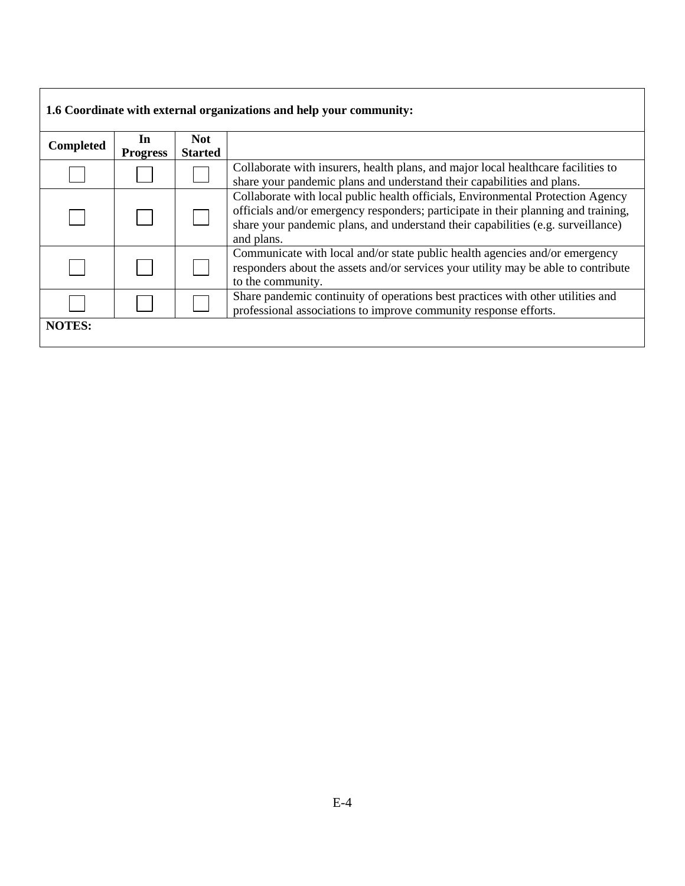| **1.6 Coordinate with external organizations and help your community:** | | | |
|---|---|---|---|
| **Completed** | **In Progress** | **Not Started** | |
| ☐ | ☐ | ☐ | Collaborate with insurers, health plans, and major local healthcare facilities to share your pandemic plans and understand their capabilities and plans. |
| ☐ | ☐ | ☐ | Collaborate with local public health officials, Environmental Protection Agency officials and/or emergency responders; participate in their planning and training, share your pandemic plans, and understand their capabilities (e.g. surveillance) and plans. |
| ☐ | ☐ | ☐ | Communicate with local and/or state public health agencies and/or emergency responders about the assets and/or services your utility may be able to contribute to the community. |
| ☐ | ☐ | ☐ | Share pandemic continuity of operations best practices with other utilities and professional associations to improve community response efforts. |
| **NOTES:** | | | |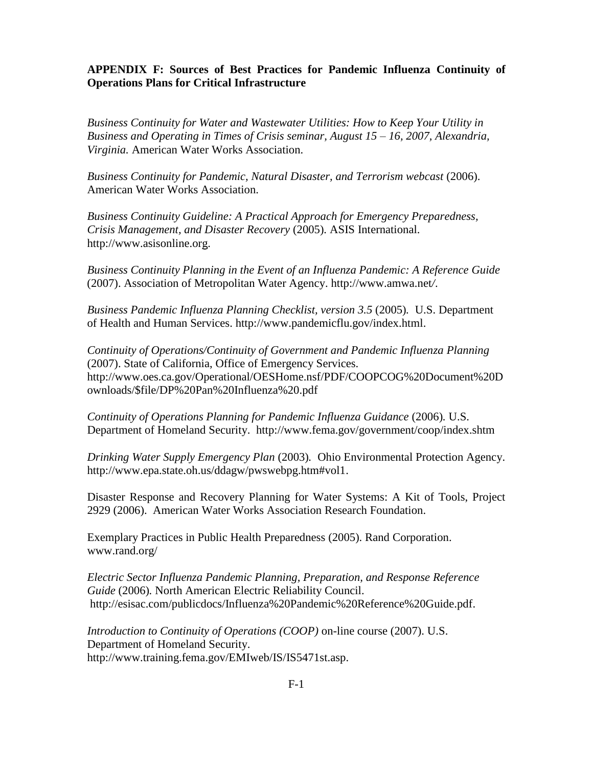**APPENDIX F: Sources of Best Practices for Pandemic Influenza Continuity of Operations Plans for Critical Infrastructure**

*Business Continuity for Water and Wastewater Utilities: How to Keep Your Utility in Business and Operating in Times of Crisis seminar, August 15 – 16, 2007, Alexandria, Virginia.* American Water Works Association.

*Business Continuity for Pandemic, Natural Disaster, and Terrorism webcast* (2006). American Water Works Association.

*Business Continuity Guideline: A Practical Approach for Emergency Preparedness, Crisis Management, and Disaster Recovery* (2005). ASIS International. http://www.asisonline.org.

*Business Continuity Planning in the Event of an Influenza Pandemic: A Reference Guide* (2007). Association of Metropolitan Water Agency. http://www.amwa.net/.

*Business Pandemic Influenza Planning Checklist, version 3.5* (2005). U.S. Department of Health and Human Services. http://www.pandemicflu.gov/index.html.

*Continuity of Operations/Continuity of Government and Pandemic Influenza Planning* (2007). State of California, Office of Emergency Services. http://www.oes.ca.gov/Operational/OESHome.nsf/PDF/COOPCOG%20Document%20Downloads/$file/DP%20Pan%20Influenza%20.pdf

*Continuity of Operations Planning for Pandemic Influenza Guidance* (2006). U.S. Department of Homeland Security. http://www.fema.gov/government/coop/index.shtm

*Drinking Water Supply Emergency Plan* (2003). Ohio Environmental Protection Agency. http://www.epa.state.oh.us/ddagw/pwswebpg.htm#vol1.

Disaster Response and Recovery Planning for Water Systems: A Kit of Tools, Project 2929 (2006). American Water Works Association Research Foundation.

Exemplary Practices in Public Health Preparedness (2005). Rand Corporation. www.rand.org/

*Electric Sector Influenza Pandemic Planning, Preparation, and Response Reference Guide* (2006). North American Electric Reliability Council. http://esisac.com/publicdocs/Influenza%20Pandemic%20Reference%20Guide.pdf.

*Introduction to Continuity of Operations (COOP)* on-line course (2007). U.S. Department of Homeland Security. http://www.training.fema.gov/EMIweb/IS/IS5471st.asp.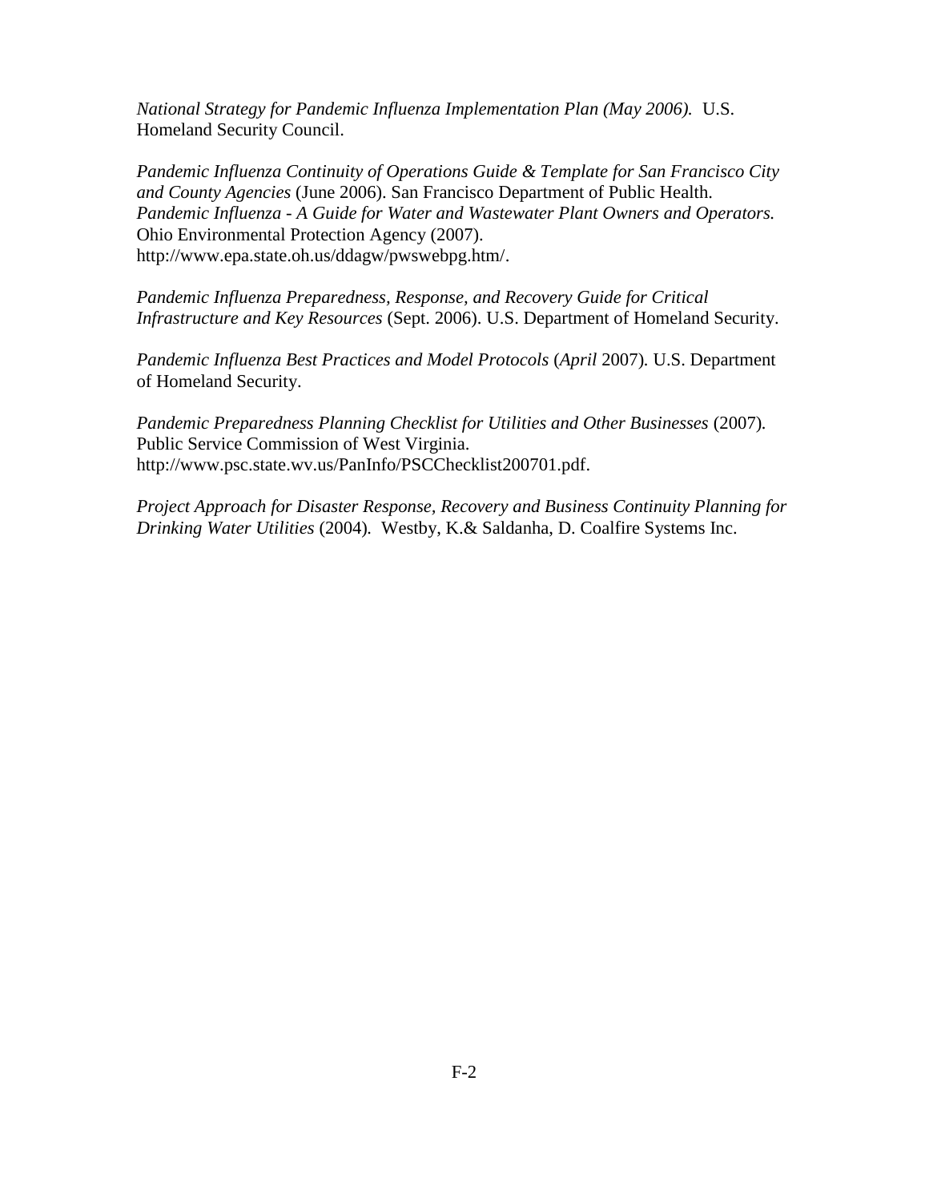*National Strategy for Pandemic Influenza Implementation Plan (May 2006).* U.S. Homeland Security Council.

*Pandemic Influenza Continuity of Operations Guide & Template for San Francisco City and County Agencies* (June 2006). San Francisco Department of Public Health. *Pandemic Influenza - A Guide for Water and Wastewater Plant Owners and Operators.* Ohio Environmental Protection Agency (2007). http://www.epa.state.oh.us/ddagw/pwswebpg.htm/.

*Pandemic Influenza Preparedness, Response, and Recovery Guide for Critical Infrastructure and Key Resources* (Sept. 2006). U.S. Department of Homeland Security.

*Pandemic Influenza Best Practices and Model Protocols* (*April* 2007). U.S. Department of Homeland Security.

*Pandemic Preparedness Planning Checklist for Utilities and Other Businesses* (2007). Public Service Commission of West Virginia. http://www.psc.state.wv.us/PanInfo/PSCChecklist200701.pdf.

*Project Approach for Disaster Response, Recovery and Business Continuity Planning for Drinking Water Utilities* (2004). Westby, K.& Saldanha, D. Coalfire Systems Inc.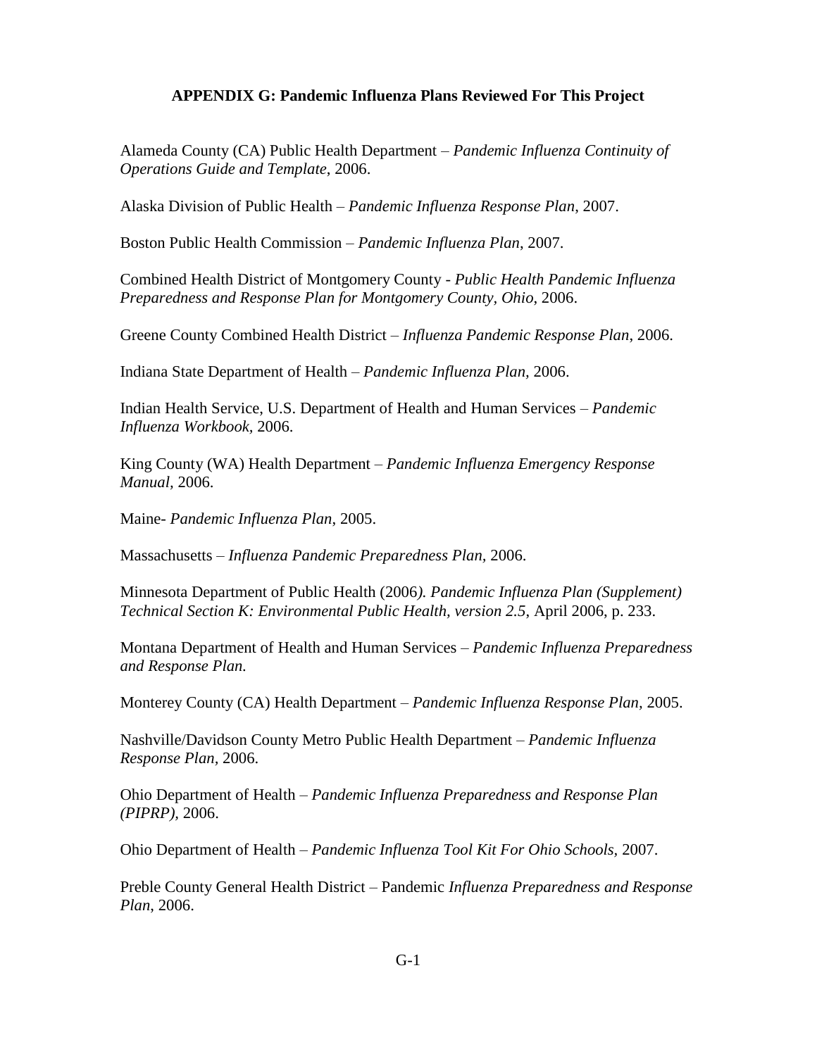**APPENDIX G: Pandemic Influenza Plans Reviewed For This Project**

Alameda County (CA) Public Health Department – *Pandemic Influenza Continuity of Operations Guide and Template*, 2006.

Alaska Division of Public Health – *Pandemic Influenza Response Plan*, 2007.

Boston Public Health Commission – *Pandemic Influenza Plan*, 2007.

Combined Health District of Montgomery County - *Public Health Pandemic Influenza Preparedness and Response Plan for Montgomery County, Ohio*, 2006.

Greene County Combined Health District – *Influenza Pandemic Response Plan*, 2006.

Indiana State Department of Health – *Pandemic Influenza Plan*, 2006.

Indian Health Service, U.S. Department of Health and Human Services – *Pandemic Influenza Workbook*, 2006.

King County (WA) Health Department – *Pandemic Influenza Emergency Response Manual*, 2006.

Maine- *Pandemic Influenza Plan*, 2005.

Massachusetts – *Influenza Pandemic Preparedness Plan*, 2006.

Minnesota Department of Public Health (2006*). Pandemic Influenza Plan (Supplement) Technical Section K: Environmental Public Health, version 2.5*, April 2006, p. 233.

Montana Department of Health and Human Services – *Pandemic Influenza Preparedness and Response Plan.*

Monterey County (CA) Health Department – *Pandemic Influenza Response Plan*, 2005.

Nashville/Davidson County Metro Public Health Department – *Pandemic Influenza Response Plan*, 2006.

Ohio Department of Health – *Pandemic Influenza Preparedness and Response Plan (PIPRP)*, 2006.

Ohio Department of Health – *Pandemic Influenza Tool Kit For Ohio Schools*, 2007.

Preble County General Health District – Pandemic *Influenza Preparedness and Response Plan*, 2006.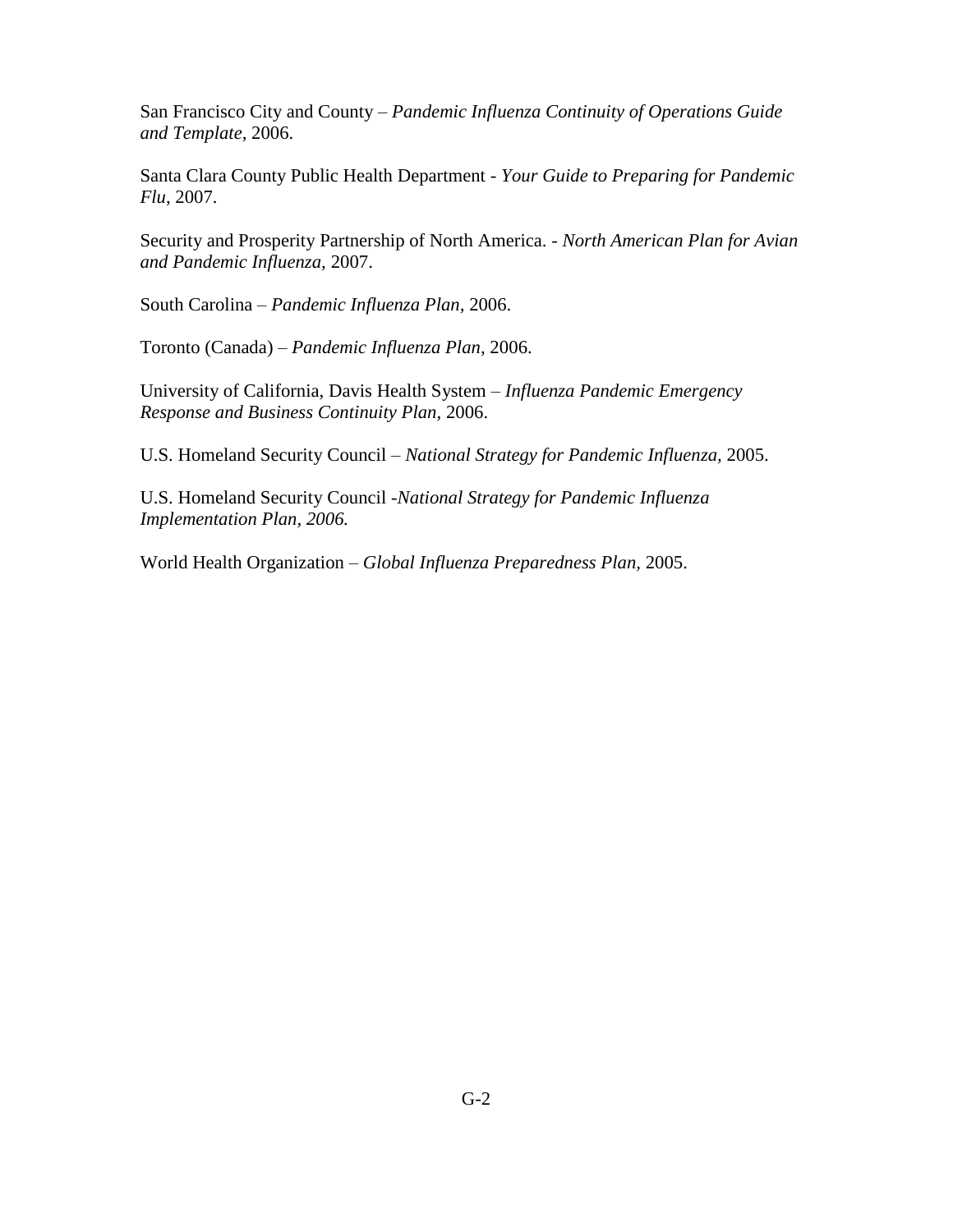San Francisco City and County – *Pandemic Influenza Continuity of Operations Guide and Template,* 2006.

Santa Clara County Public Health Department - *Your Guide to Preparing for Pandemic Flu,* 2007.

Security and Prosperity Partnership of North America. - *North American Plan for Avian and Pandemic Influenza,* 2007.

South Carolina – *Pandemic Influenza Plan,* 2006.

Toronto (Canada) – *Pandemic Influenza Plan,* 2006.

University of California, Davis Health System – *Influenza Pandemic Emergency Response and Business Continuity Plan,* 2006.

U.S. Homeland Security Council – *National Strategy for Pandemic Influenza,* 2005.

U.S. Homeland Security Council -*National Strategy for Pandemic Influenza Implementation Plan, 2006.*

World Health Organization – *Global Influenza Preparedness Plan,* 2005.